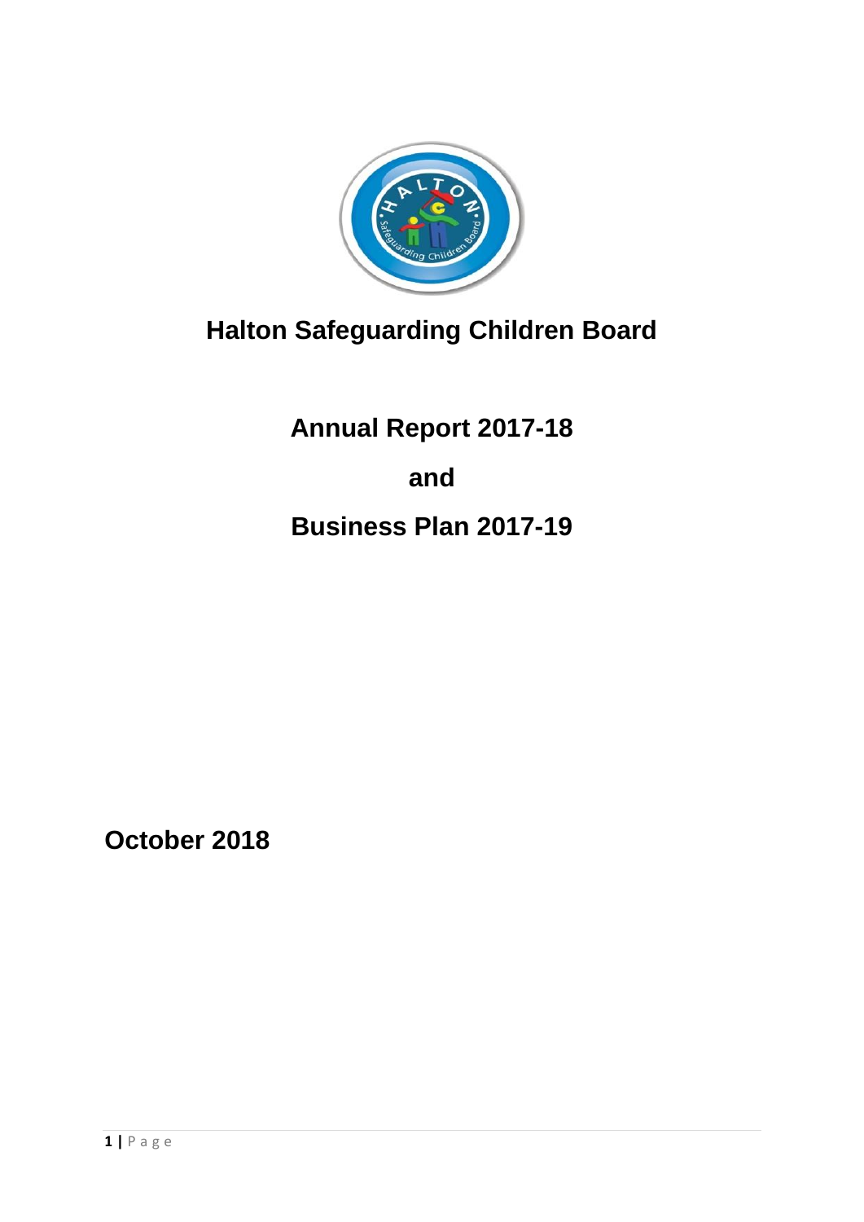# Halton Safeguarding Children Board

## Annual Report 2017-18

## and

## Business Plan 2017-19

**October 2018**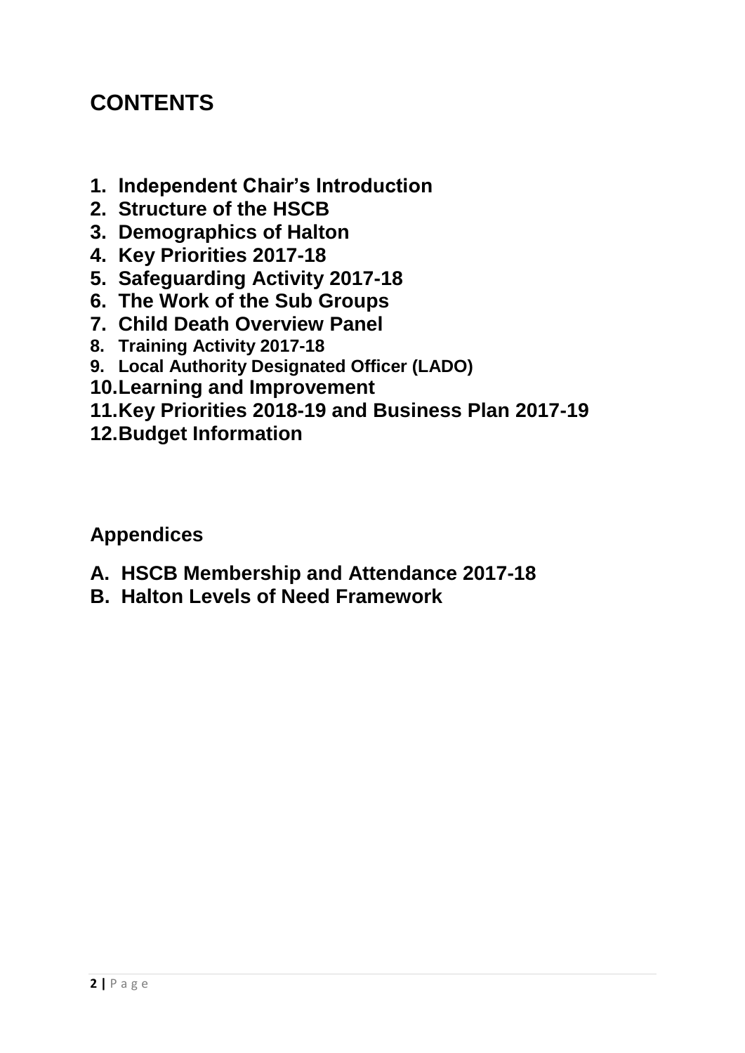# CONTENTS

1. **Independent Chair's Introduction**
2. **Structure of the HSCB**
3. **Demographics of Halton**
4. **Key Priorities 2017-18**
5. **Safeguarding Activity 2017-18**
6. **The Work of the Sub Groups**
7. **Child Death Overview Panel**
8. **Training Activity 2017-18**
9. **Local Authority Designated Officer (LADO)**
10. **Learning and Improvement**
11. **Key Priorities 2018-19 and Business Plan 2017-19**
12. **Budget Information**

## Appendices

**A. HSCB Membership and Attendance 2017-18**

**B. Halton Levels of Need Framework**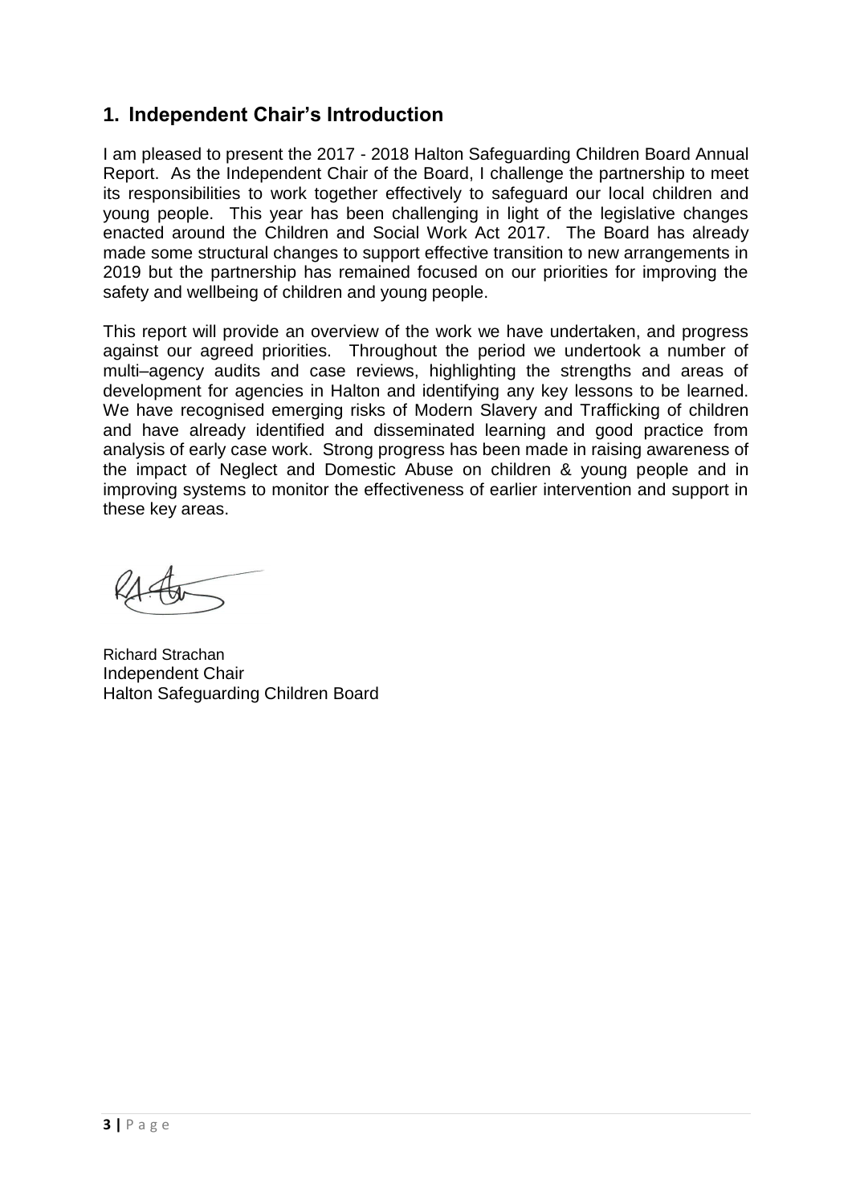## 1. Independent Chair's Introduction

I am pleased to present the 2017 - 2018 Halton Safeguarding Children Board Annual Report. As the Independent Chair of the Board, I challenge the partnership to meet its responsibilities to work together effectively to safeguard our local children and young people. This year has been challenging in light of the legislative changes enacted around the Children and Social Work Act 2017. The Board has already made some structural changes to support effective transition to new arrangements in 2019 but the partnership has remained focused on our priorities for improving the safety and wellbeing of children and young people.

This report will provide an overview of the work we have undertaken, and progress against our agreed priorities. Throughout the period we undertook a number of multi–agency audits and case reviews, highlighting the strengths and areas of development for agencies in Halton and identifying any key lessons to be learned. We have recognised emerging risks of Modern Slavery and Trafficking of children and have already identified and disseminated learning and good practice from analysis of early case work. Strong progress has been made in raising awareness of the impact of Neglect and Domestic Abuse on children & young people and in improving systems to monitor the effectiveness of earlier intervention and support in these key areas.

Richard Strachan
Independent Chair
Halton Safeguarding Children Board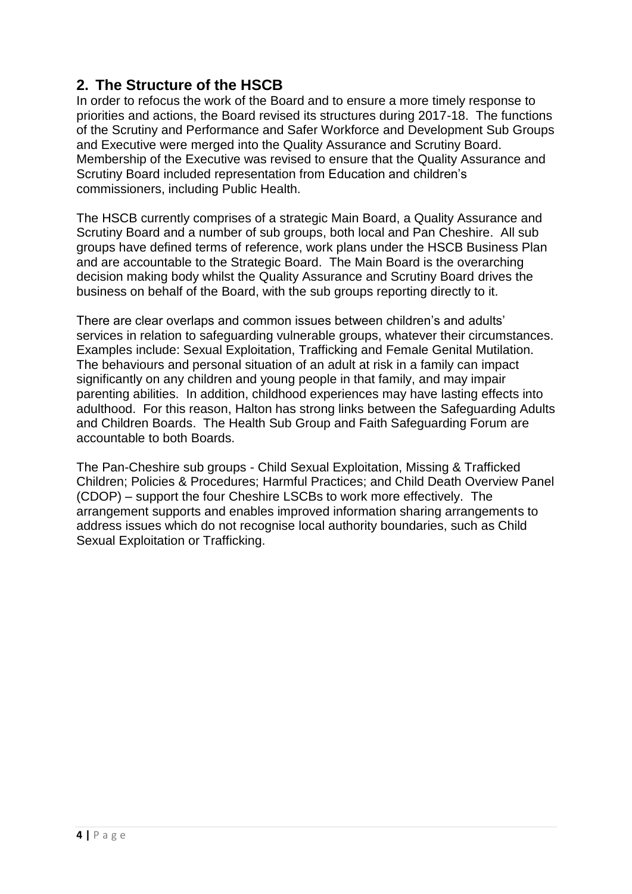## 2. The Structure of the HSCB

In order to refocus the work of the Board and to ensure a more timely response to priorities and actions, the Board revised its structures during 2017-18. The functions of the Scrutiny and Performance and Safer Workforce and Development Sub Groups and Executive were merged into the Quality Assurance and Scrutiny Board. Membership of the Executive was revised to ensure that the Quality Assurance and Scrutiny Board included representation from Education and children's commissioners, including Public Health.

The HSCB currently comprises of a strategic Main Board, a Quality Assurance and Scrutiny Board and a number of sub groups, both local and Pan Cheshire. All sub groups have defined terms of reference, work plans under the HSCB Business Plan and are accountable to the Strategic Board. The Main Board is the overarching decision making body whilst the Quality Assurance and Scrutiny Board drives the business on behalf of the Board, with the sub groups reporting directly to it.

There are clear overlaps and common issues between children's and adults' services in relation to safeguarding vulnerable groups, whatever their circumstances. Examples include: Sexual Exploitation, Trafficking and Female Genital Mutilation. The behaviours and personal situation of an adult at risk in a family can impact significantly on any children and young people in that family, and may impair parenting abilities. In addition, childhood experiences may have lasting effects into adulthood. For this reason, Halton has strong links between the Safeguarding Adults and Children Boards. The Health Sub Group and Faith Safeguarding Forum are accountable to both Boards.

The Pan-Cheshire sub groups - Child Sexual Exploitation, Missing & Trafficked Children; Policies & Procedures; Harmful Practices; and Child Death Overview Panel (CDOP) – support the four Cheshire LSCBs to work more effectively. The arrangement supports and enables improved information sharing arrangements to address issues which do not recognise local authority boundaries, such as Child Sexual Exploitation or Trafficking.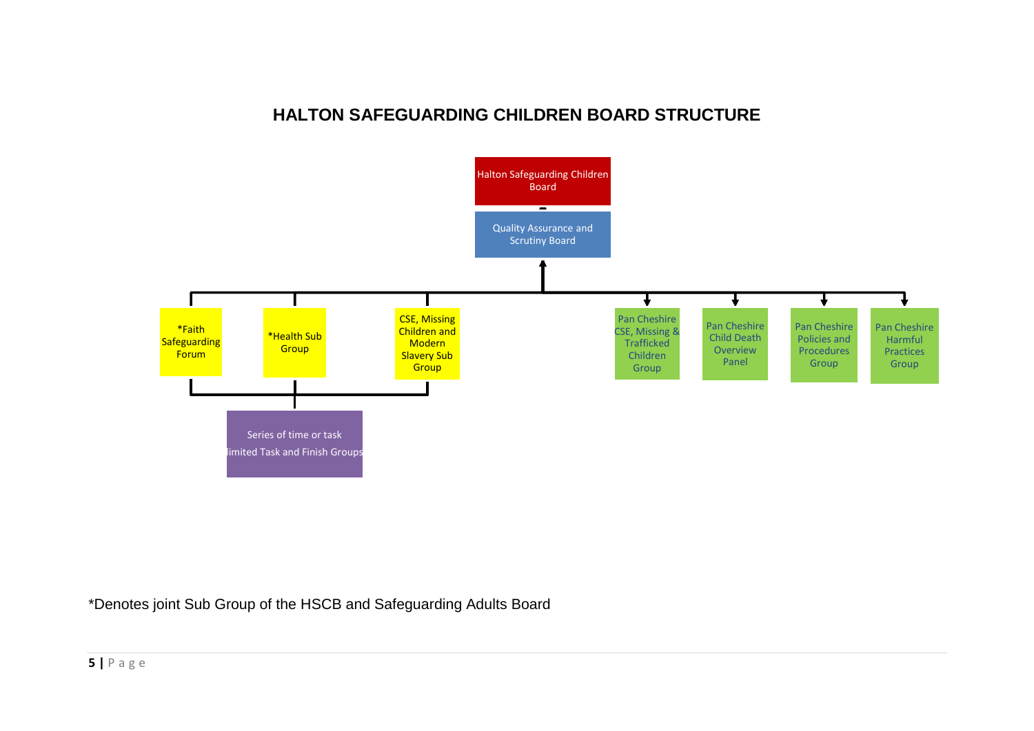# HALTON SAFEGUARDING CHILDREN BOARD STRUCTURE

- Halton Safeguarding Children Board
  - Quality Assurance and Scrutiny Board
    - *Faith Safeguarding Forum
    - *Health Sub Group
    - CSE, Missing Children and Modern Slavery Sub Group
      - Series of time or task limited Task and Finish Groups
    - Pan Cheshire CSE, Missing & Trafficked Children Group
    - Pan Cheshire Child Death Overview Panel
    - Pan Cheshire Policies and Procedures Group
    - Pan Cheshire Harmful Practices Group

*Denotes joint Sub Group of the HSCB and Safeguarding Adults Board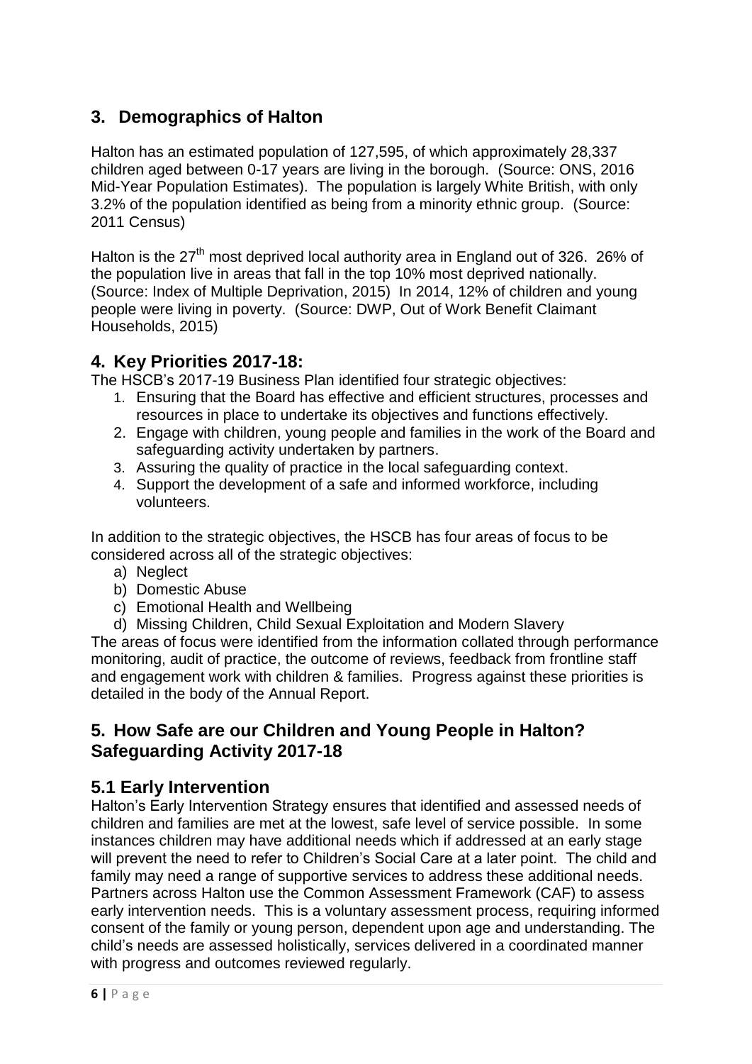## 3. Demographics of Halton

Halton has an estimated population of 127,595, of which approximately 28,337 children aged between 0-17 years are living in the borough. (Source: ONS, 2016 Mid-Year Population Estimates). The population is largely White British, with only 3.2% of the population identified as being from a minority ethnic group. (Source: 2011 Census)

Halton is the 27th most deprived local authority area in England out of 326. 26% of the population live in areas that fall in the top 10% most deprived nationally. (Source: Index of Multiple Deprivation, 2015) In 2014, 12% of children and young people were living in poverty. (Source: DWP, Out of Work Benefit Claimant Households, 2015)

## 4. Key Priorities 2017-18:

The HSCB's 2017-19 Business Plan identified four strategic objectives:

1. Ensuring that the Board has effective and efficient structures, processes and resources in place to undertake its objectives and functions effectively.
2. Engage with children, young people and families in the work of the Board and safeguarding activity undertaken by partners.
3. Assuring the quality of practice in the local safeguarding context.
4. Support the development of a safe and informed workforce, including volunteers.

In addition to the strategic objectives, the HSCB has four areas of focus to be considered across all of the strategic objectives:

a) Neglect
b) Domestic Abuse
c) Emotional Health and Wellbeing
d) Missing Children, Child Sexual Exploitation and Modern Slavery

The areas of focus were identified from the information collated through performance monitoring, audit of practice, the outcome of reviews, feedback from frontline staff and engagement work with children & families. Progress against these priorities is detailed in the body of the Annual Report.

## 5. How Safe are our Children and Young People in Halton? Safeguarding Activity 2017-18

### 5.1 Early Intervention

Halton's Early Intervention Strategy ensures that identified and assessed needs of children and families are met at the lowest, safe level of service possible. In some instances children may have additional needs which if addressed at an early stage will prevent the need to refer to Children's Social Care at a later point. The child and family may need a range of supportive services to address these additional needs. Partners across Halton use the Common Assessment Framework (CAF) to assess early intervention needs. This is a voluntary assessment process, requiring informed consent of the family or young person, dependent upon age and understanding. The child's needs are assessed holistically, services delivered in a coordinated manner with progress and outcomes reviewed regularly.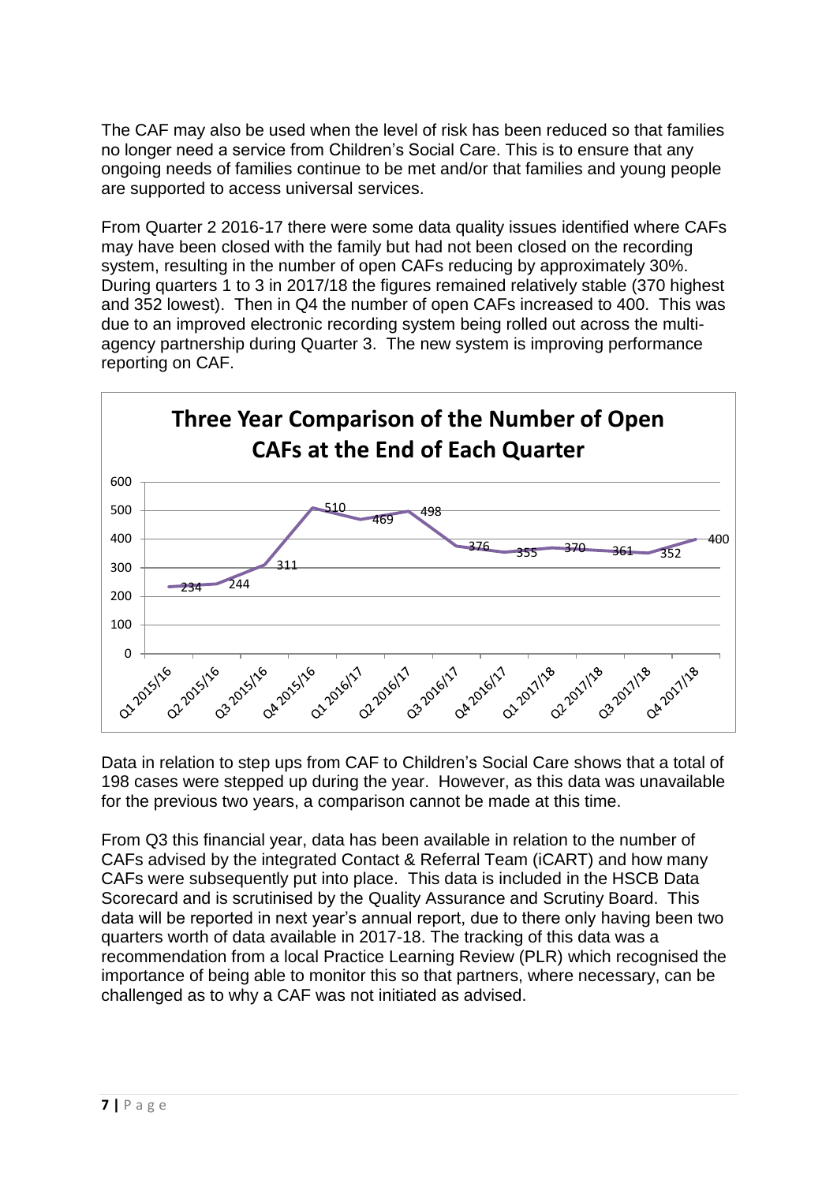The CAF may also be used when the level of risk has been reduced so that families no longer need a service from Children's Social Care. This is to ensure that any ongoing needs of families continue to be met and/or that families and young people are supported to access universal services.

From Quarter 2 2016-17 there were some data quality issues identified where CAFs may have been closed with the family but had not been closed on the recording system, resulting in the number of open CAFs reducing by approximately 30%. During quarters 1 to 3 in 2017/18 the figures remained relatively stable (370 highest and 352 lowest). Then in Q4 the number of open CAFs increased to 400. This was due to an improved electronic recording system being rolled out across the multi-agency partnership during Quarter 3. The new system is improving performance reporting on CAF.

**Three Year Comparison of the Number of Open CAFs at the End of Each Quarter**

| Quarter | Number of Open CAFs |
|---|---|
| Q1 2015/16 | 234 |
| Q2 2015/16 | 244 |
| Q3 2015/16 | 311 |
| Q4 2015/16 | 510 |
| Q1 2016/17 | 469 |
| Q2 2016/17 | 498 |
| Q3 2016/17 | 376 |
| Q4 2016/17 | 355 |
| Q1 2017/18 | 370 |
| Q2 2017/18 | 361 |
| Q3 2017/18 | 352 |
| Q4 2017/18 | 400 |

Data in relation to step ups from CAF to Children's Social Care shows that a total of 198 cases were stepped up during the year. However, as this data was unavailable for the previous two years, a comparison cannot be made at this time.

From Q3 this financial year, data has been available in relation to the number of CAFs advised by the integrated Contact & Referral Team (iCART) and how many CAFs were subsequently put into place. This data is included in the HSCB Data Scorecard and is scrutinised by the Quality Assurance and Scrutiny Board. This data will be reported in next year's annual report, due to there only having been two quarters worth of data available in 2017-18. The tracking of this data was a recommendation from a local Practice Learning Review (PLR) which recognised the importance of being able to monitor this so that partners, where necessary, can be challenged as to why a CAF was not initiated as advised.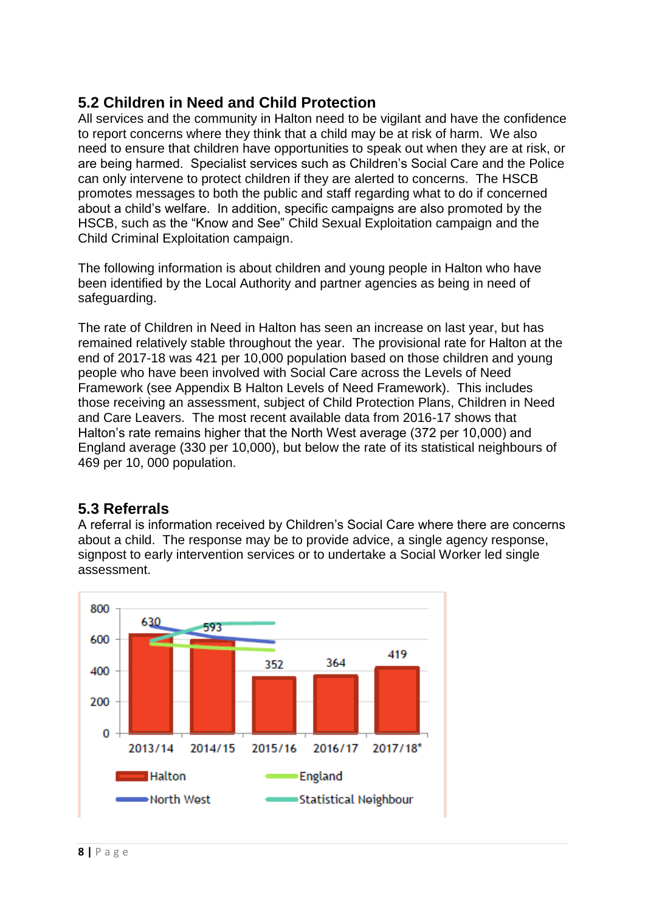## 5.2 Children in Need and Child Protection

All services and the community in Halton need to be vigilant and have the confidence to report concerns where they think that a child may be at risk of harm. We also need to ensure that children have opportunities to speak out when they are at risk, or are being harmed. Specialist services such as Children's Social Care and the Police can only intervene to protect children if they are alerted to concerns. The HSCB promotes messages to both the public and staff regarding what to do if concerned about a child's welfare. In addition, specific campaigns are also promoted by the HSCB, such as the "Know and See" Child Sexual Exploitation campaign and the Child Criminal Exploitation campaign.

The following information is about children and young people in Halton who have been identified by the Local Authority and partner agencies as being in need of safeguarding.

The rate of Children in Need in Halton has seen an increase on last year, but has remained relatively stable throughout the year. The provisional rate for Halton at the end of 2017-18 was 421 per 10,000 population based on those children and young people who have been involved with Social Care across the Levels of Need Framework (see Appendix B Halton Levels of Need Framework). This includes those receiving an assessment, subject of Child Protection Plans, Children in Need and Care Leavers. The most recent available data from 2016-17 shows that Halton's rate remains higher that the North West average (372 per 10,000) and England average (330 per 10,000), but below the rate of its statistical neighbours of 469 per 10, 000 population.

## 5.3 Referrals

A referral is information received by Children's Social Care where there are concerns about a child. The response may be to provide advice, a single agency response, signpost to early intervention services or to undertake a Social Worker led single assessment.

| | 2013/14 | 2014/15 | 2015/16 | 2016/17 | 2017/18* |
|---|---|---|---|---|---|
| Halton | 630 | 593 | 352 | 364 | 419 |

Legend: Halton, England, North West, Statistical Neighbour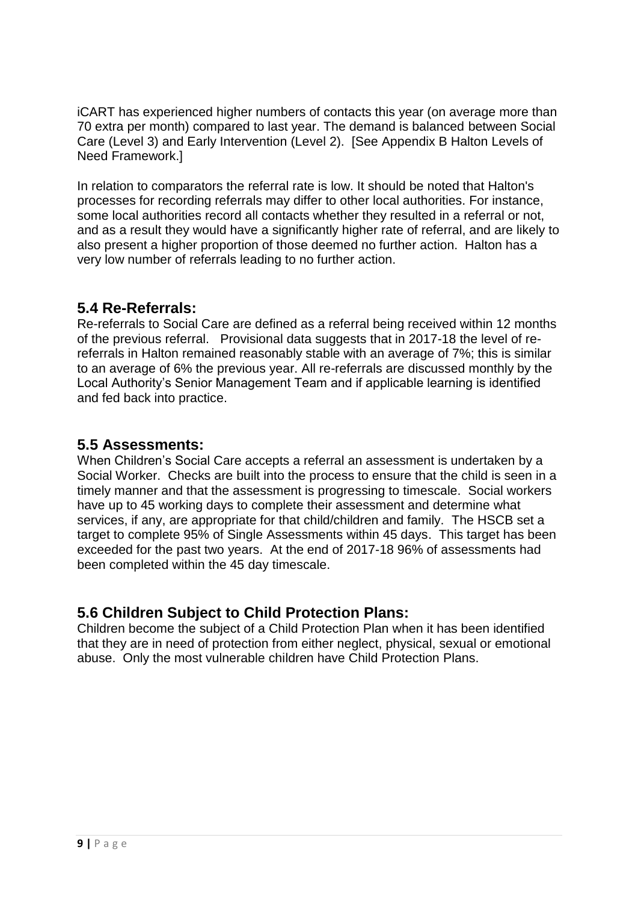iCART has experienced higher numbers of contacts this year (on average more than 70 extra per month) compared to last year. The demand is balanced between Social Care (Level 3) and Early Intervention (Level 2). [See Appendix B Halton Levels of Need Framework.]

In relation to comparators the referral rate is low. It should be noted that Halton's processes for recording referrals may differ to other local authorities. For instance, some local authorities record all contacts whether they resulted in a referral or not, and as a result they would have a significantly higher rate of referral, and are likely to also present a higher proportion of those deemed no further action. Halton has a very low number of referrals leading to no further action.

## 5.4 Re-Referrals:

Re-referrals to Social Care are defined as a referral being received within 12 months of the previous referral. Provisional data suggests that in 2017-18 the level of re-referrals in Halton remained reasonably stable with an average of 7%; this is similar to an average of 6% the previous year. All re-referrals are discussed monthly by the Local Authority's Senior Management Team and if applicable learning is identified and fed back into practice.

## 5.5 Assessments:

When Children's Social Care accepts a referral an assessment is undertaken by a Social Worker. Checks are built into the process to ensure that the child is seen in a timely manner and that the assessment is progressing to timescale. Social workers have up to 45 working days to complete their assessment and determine what services, if any, are appropriate for that child/children and family. The HSCB set a target to complete 95% of Single Assessments within 45 days. This target has been exceeded for the past two years. At the end of 2017-18 96% of assessments had been completed within the 45 day timescale.

## 5.6 Children Subject to Child Protection Plans:

Children become the subject of a Child Protection Plan when it has been identified that they are in need of protection from either neglect, physical, sexual or emotional abuse. Only the most vulnerable children have Child Protection Plans.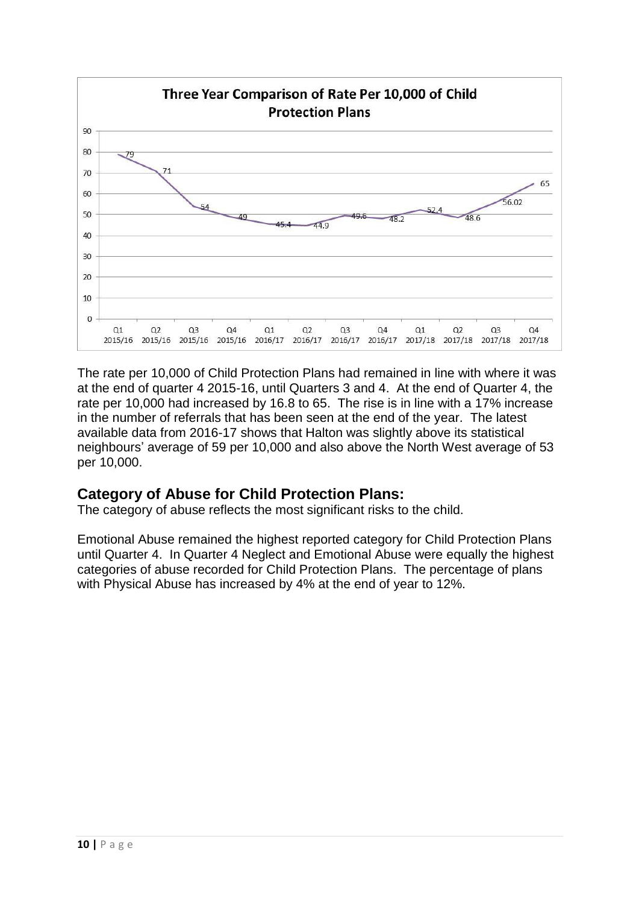**Three Year Comparison of Rate Per 10,000 of Child Protection Plans**

| Quarter | Rate per 10,000 |
|---|---|
| Q1 2015/16 | 79 |
| Q2 2015/16 | 71 |
| Q3 2015/16 | 54 |
| Q4 2015/16 | 49 |
| Q1 2016/17 | 45.4 |
| Q2 2016/17 | 44.9 |
| Q3 2016/17 | 49.6 |
| Q4 2016/17 | 48.2 |
| Q1 2017/18 | 52.4 |
| Q2 2017/18 | 48.6 |
| Q3 2017/18 | 56.02 |
| Q4 2017/18 | 65 |

The rate per 10,000 of Child Protection Plans had remained in line with where it was at the end of quarter 4 2015-16, until Quarters 3 and 4. At the end of Quarter 4, the rate per 10,000 had increased by 16.8 to 65. The rise is in line with a 17% increase in the number of referrals that has been seen at the end of the year. The latest available data from 2016-17 shows that Halton was slightly above its statistical neighbours' average of 59 per 10,000 and also above the North West average of 53 per 10,000.

## Category of Abuse for Child Protection Plans:

The category of abuse reflects the most significant risks to the child.

Emotional Abuse remained the highest reported category for Child Protection Plans until Quarter 4. In Quarter 4 Neglect and Emotional Abuse were equally the highest categories of abuse recorded for Child Protection Plans. The percentage of plans with Physical Abuse has increased by 4% at the end of year to 12%.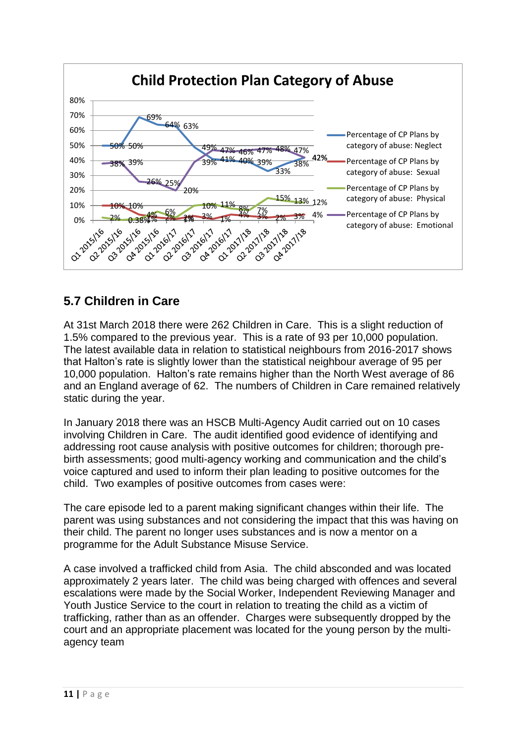**Child Protection Plan Category of Abuse**

| Quarter | Percentage of CP Plans by category of abuse: Neglect | Percentage of CP Plans by category of abuse: Sexual | Percentage of CP Plans by category of abuse: Physical | Percentage of CP Plans by category of abuse: Emotional |
|---|---|---|---|---|
| Q1 2015/16 | 50% | 10% | 2% | 38% |
| Q2 2015/16 | 50% | 10% | 0.38% | 39% |
| Q3 2015/16 | 69% | 4% | 1% | 26% |
| Q4 2015/16 | 64% | 2% | 6% | 25% |
| Q1 2016/17 | 63% | 1% | 2% | 20% |
| Q2 2016/17 | 49% | 3% | 10% | 39% |
| Q3 2016/17 | 41% | 1% | 11% | 47% |
| Q4 2016/17 | 40% | 4% | 8% | 46% |
| Q1 2017/18 | 39% | 3% | 7% | 47% |
| Q2 2017/18 | 33% | 2% | 15% | 48% |
| Q3 2017/18 | 38% | 3% | 13% | 47% |
| Q4 2017/18 | 42% | 4% | 12% | 42% |

## 5.7 Children in Care

At 31st March 2018 there were 262 Children in Care. This is a slight reduction of 1.5% compared to the previous year. This is a rate of 93 per 10,000 population. The latest available data in relation to statistical neighbours from 2016-2017 shows that Halton's rate is slightly lower than the statistical neighbour average of 95 per 10,000 population. Halton's rate remains higher than the North West average of 86 and an England average of 62. The numbers of Children in Care remained relatively static during the year.

In January 2018 there was an HSCB Multi-Agency Audit carried out on 10 cases involving Children in Care. The audit identified good evidence of identifying and addressing root cause analysis with positive outcomes for children; thorough pre-birth assessments; good multi-agency working and communication and the child's voice captured and used to inform their plan leading to positive outcomes for the child. Two examples of positive outcomes from cases were:

The care episode led to a parent making significant changes within their life. The parent was using substances and not considering the impact that this was having on their child. The parent no longer uses substances and is now a mentor on a programme for the Adult Substance Misuse Service.

A case involved a trafficked child from Asia. The child absconded and was located approximately 2 years later. The child was being charged with offences and several escalations were made by the Social Worker, Independent Reviewing Manager and Youth Justice Service to the court in relation to treating the child as a victim of trafficking, rather than as an offender. Charges were subsequently dropped by the court and an appropriate placement was located for the young person by the multi-agency team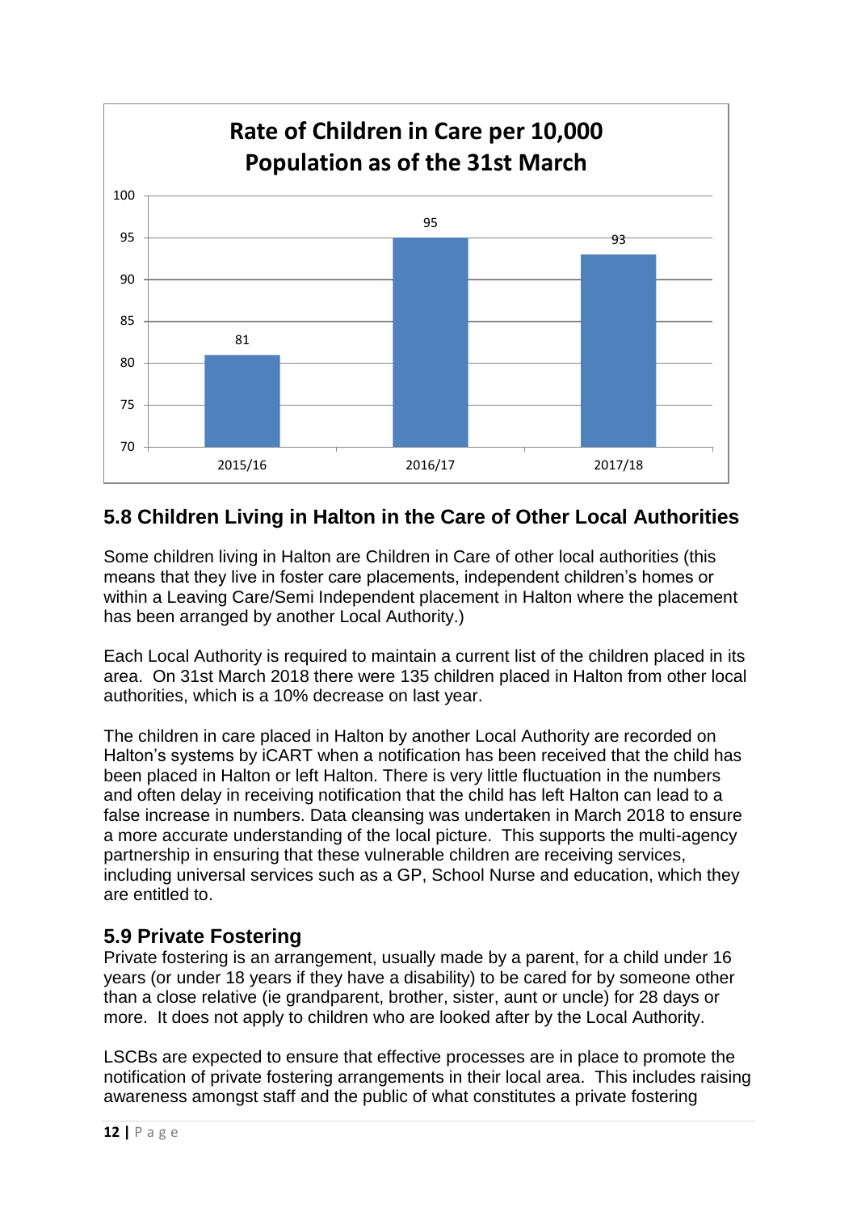**Rate of Children in Care per 10,000 Population as of the 31st March**

| Year | Rate |
|---|---|
| 2015/16 | 81 |
| 2016/17 | 95 |
| 2017/18 | 93 |

## 5.8 Children Living in Halton in the Care of Other Local Authorities

Some children living in Halton are Children in Care of other local authorities (this means that they live in foster care placements, independent children's homes or within a Leaving Care/Semi Independent placement in Halton where the placement has been arranged by another Local Authority.)

Each Local Authority is required to maintain a current list of the children placed in its area. On 31st March 2018 there were 135 children placed in Halton from other local authorities, which is a 10% decrease on last year.

The children in care placed in Halton by another Local Authority are recorded on Halton's systems by iCART when a notification has been received that the child has been placed in Halton or left Halton. There is very little fluctuation in the numbers and often delay in receiving notification that the child has left Halton can lead to a false increase in numbers. Data cleansing was undertaken in March 2018 to ensure a more accurate understanding of the local picture. This supports the multi-agency partnership in ensuring that these vulnerable children are receiving services, including universal services such as a GP, School Nurse and education, which they are entitled to.

## 5.9 Private Fostering

Private fostering is an arrangement, usually made by a parent, for a child under 16 years (or under 18 years if they have a disability) to be cared for by someone other than a close relative (ie grandparent, brother, sister, aunt or uncle) for 28 days or more. It does not apply to children who are looked after by the Local Authority.

LSCBs are expected to ensure that effective processes are in place to promote the notification of private fostering arrangements in their local area. This includes raising awareness amongst staff and the public of what constitutes a private fostering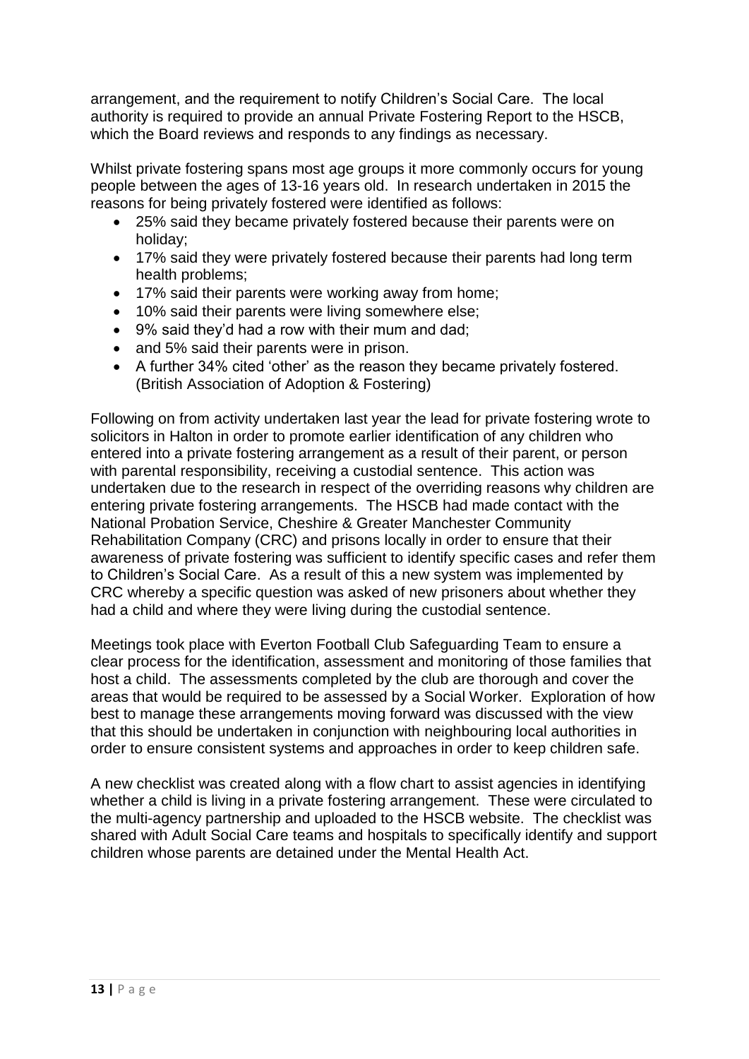arrangement, and the requirement to notify Children's Social Care. The local authority is required to provide an annual Private Fostering Report to the HSCB, which the Board reviews and responds to any findings as necessary.

Whilst private fostering spans most age groups it more commonly occurs for young people between the ages of 13-16 years old. In research undertaken in 2015 the reasons for being privately fostered were identified as follows:

- 25% said they became privately fostered because their parents were on holiday;
- 17% said they were privately fostered because their parents had long term health problems;
- 17% said their parents were working away from home;
- 10% said their parents were living somewhere else;
- 9% said they'd had a row with their mum and dad;
- and 5% said their parents were in prison.
- A further 34% cited 'other' as the reason they became privately fostered. (British Association of Adoption & Fostering)

Following on from activity undertaken last year the lead for private fostering wrote to solicitors in Halton in order to promote earlier identification of any children who entered into a private fostering arrangement as a result of their parent, or person with parental responsibility, receiving a custodial sentence. This action was undertaken due to the research in respect of the overriding reasons why children are entering private fostering arrangements. The HSCB had made contact with the National Probation Service, Cheshire & Greater Manchester Community Rehabilitation Company (CRC) and prisons locally in order to ensure that their awareness of private fostering was sufficient to identify specific cases and refer them to Children's Social Care. As a result of this a new system was implemented by CRC whereby a specific question was asked of new prisoners about whether they had a child and where they were living during the custodial sentence.

Meetings took place with Everton Football Club Safeguarding Team to ensure a clear process for the identification, assessment and monitoring of those families that host a child. The assessments completed by the club are thorough and cover the areas that would be required to be assessed by a Social Worker. Exploration of how best to manage these arrangements moving forward was discussed with the view that this should be undertaken in conjunction with neighbouring local authorities in order to ensure consistent systems and approaches in order to keep children safe.

A new checklist was created along with a flow chart to assist agencies in identifying whether a child is living in a private fostering arrangement. These were circulated to the multi-agency partnership and uploaded to the HSCB website. The checklist was shared with Adult Social Care teams and hospitals to specifically identify and support children whose parents are detained under the Mental Health Act.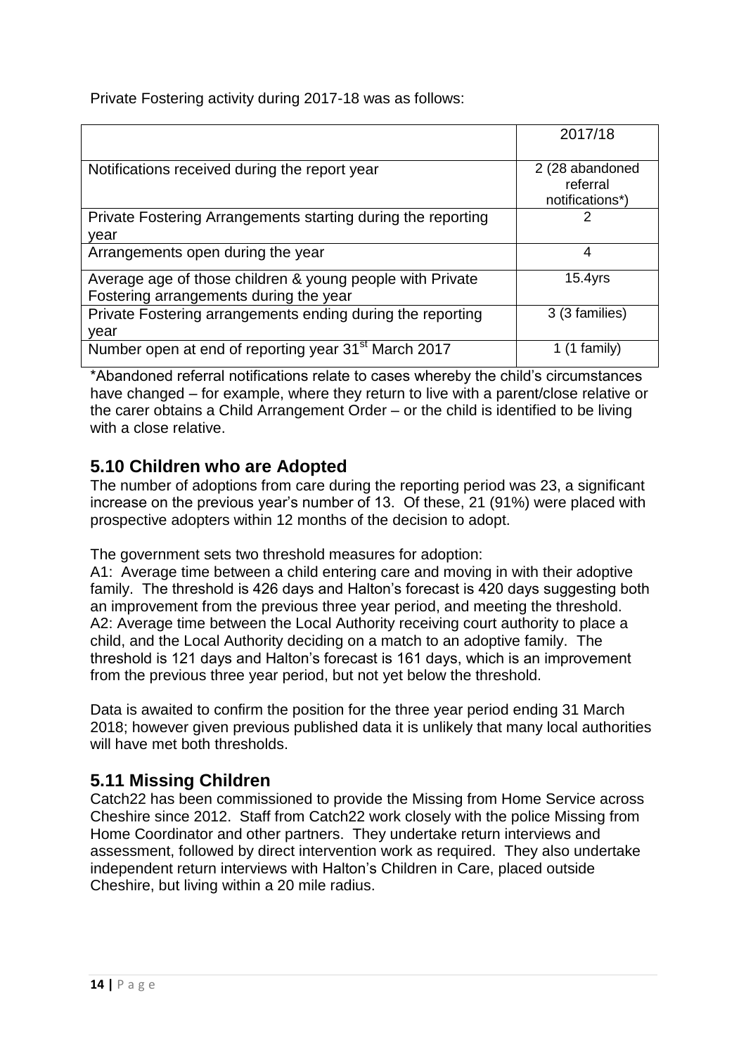Private Fostering activity during 2017-18 was as follows:

| | 2017/18 |
|---|---|
| Notifications received during the report year | 2 (28 abandoned referral notifications*) |
| Private Fostering Arrangements starting during the reporting year | 2 |
| Arrangements open during the year | 4 |
| Average age of those children & young people with Private Fostering arrangements during the year | 15.4yrs |
| Private Fostering arrangements ending during the reporting year | 3 (3 families) |
| Number open at end of reporting year 31st March 2017 | 1 (1 family) |

*Abandoned referral notifications relate to cases whereby the child's circumstances have changed – for example, where they return to live with a parent/close relative or the carer obtains a Child Arrangement Order – or the child is identified to be living with a close relative.

## 5.10 Children who are Adopted

The number of adoptions from care during the reporting period was 23, a significant increase on the previous year's number of 13. Of these, 21 (91%) were placed with prospective adopters within 12 months of the decision to adopt.

The government sets two threshold measures for adoption:
A1: Average time between a child entering care and moving in with their adoptive family. The threshold is 426 days and Halton's forecast is 420 days suggesting both an improvement from the previous three year period, and meeting the threshold.
A2: Average time between the Local Authority receiving court authority to place a child, and the Local Authority deciding on a match to an adoptive family. The threshold is 121 days and Halton's forecast is 161 days, which is an improvement from the previous three year period, but not yet below the threshold.

Data is awaited to confirm the position for the three year period ending 31 March 2018; however given previous published data it is unlikely that many local authorities will have met both thresholds.

## 5.11 Missing Children

Catch22 has been commissioned to provide the Missing from Home Service across Cheshire since 2012. Staff from Catch22 work closely with the police Missing from Home Coordinator and other partners. They undertake return interviews and assessment, followed by direct intervention work as required. They also undertake independent return interviews with Halton's Children in Care, placed outside Cheshire, but living within a 20 mile radius.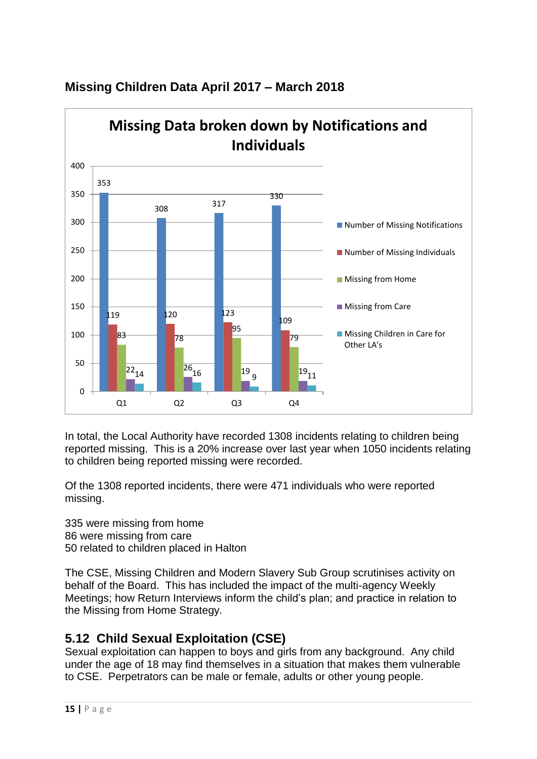## Missing Children Data April 2017 – March 2018

**Missing Data broken down by Notifications and Individuals**

| | Q1 | Q2 | Q3 | Q4 |
|---|---|---|---|---|
| Number of Missing Notifications | 353 | 308 | 317 | 330 |
| Number of Missing Individuals | 119 | 120 | 123 | 109 |
| Missing from Home | 83 | 78 | 95 | 79 |
| Missing from Care | 22 | 26 | 19 | 19 |
| Missing Children in Care for Other LA's | 14 | 16 | 9 | 11 |

In total, the Local Authority have recorded 1308 incidents relating to children being reported missing. This is a 20% increase over last year when 1050 incidents relating to children being reported missing were recorded.

Of the 1308 reported incidents, there were 471 individuals who were reported missing.

335 were missing from home
86 were missing from care
50 related to children placed in Halton

The CSE, Missing Children and Modern Slavery Sub Group scrutinises activity on behalf of the Board. This has included the impact of the multi-agency Weekly Meetings; how Return Interviews inform the child's plan; and practice in relation to the Missing from Home Strategy.

## 5.12 Child Sexual Exploitation (CSE)

Sexual exploitation can happen to boys and girls from any background. Any child under the age of 18 may find themselves in a situation that makes them vulnerable to CSE. Perpetrators can be male or female, adults or other young people.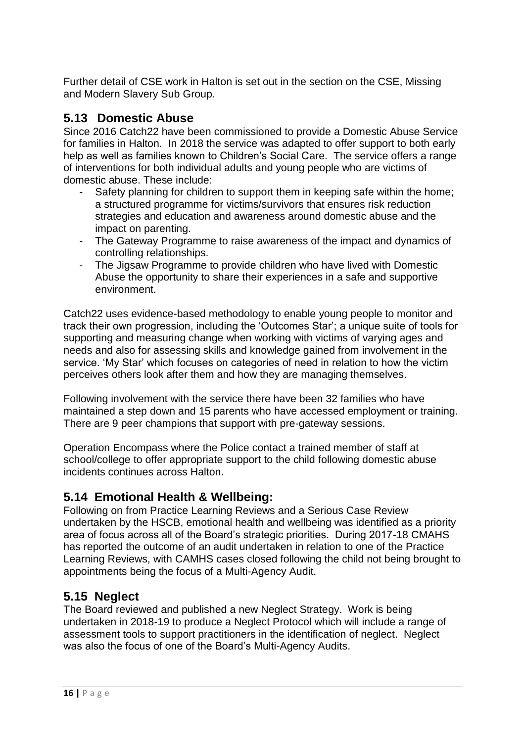Further detail of CSE work in Halton is set out in the section on the CSE, Missing and Modern Slavery Sub Group.

## 5.13 Domestic Abuse

Since 2016 Catch22 have been commissioned to provide a Domestic Abuse Service for families in Halton. In 2018 the service was adapted to offer support to both early help as well as families known to Children's Social Care. The service offers a range of interventions for both individual adults and young people who are victims of domestic abuse. These include:

- Safety planning for children to support them in keeping safe within the home; a structured programme for victims/survivors that ensures risk reduction strategies and education and awareness around domestic abuse and the impact on parenting.
- The Gateway Programme to raise awareness of the impact and dynamics of controlling relationships.
- The Jigsaw Programme to provide children who have lived with Domestic Abuse the opportunity to share their experiences in a safe and supportive environment.

Catch22 uses evidence-based methodology to enable young people to monitor and track their own progression, including the 'Outcomes Star'; a unique suite of tools for supporting and measuring change when working with victims of varying ages and needs and also for assessing skills and knowledge gained from involvement in the service. 'My Star' which focuses on categories of need in relation to how the victim perceives others look after them and how they are managing themselves.

Following involvement with the service there have been 32 families who have maintained a step down and 15 parents who have accessed employment or training. There are 9 peer champions that support with pre-gateway sessions.

Operation Encompass where the Police contact a trained member of staff at school/college to offer appropriate support to the child following domestic abuse incidents continues across Halton.

## 5.14 Emotional Health & Wellbeing:

Following on from Practice Learning Reviews and a Serious Case Review undertaken by the HSCB, emotional health and wellbeing was identified as a priority area of focus across all of the Board's strategic priorities. During 2017-18 CMAHS has reported the outcome of an audit undertaken in relation to one of the Practice Learning Reviews, with CAMHS cases closed following the child not being brought to appointments being the focus of a Multi-Agency Audit.

## 5.15 Neglect

The Board reviewed and published a new Neglect Strategy. Work is being undertaken in 2018-19 to produce a Neglect Protocol which will include a range of assessment tools to support practitioners in the identification of neglect. Neglect was also the focus of one of the Board's Multi-Agency Audits.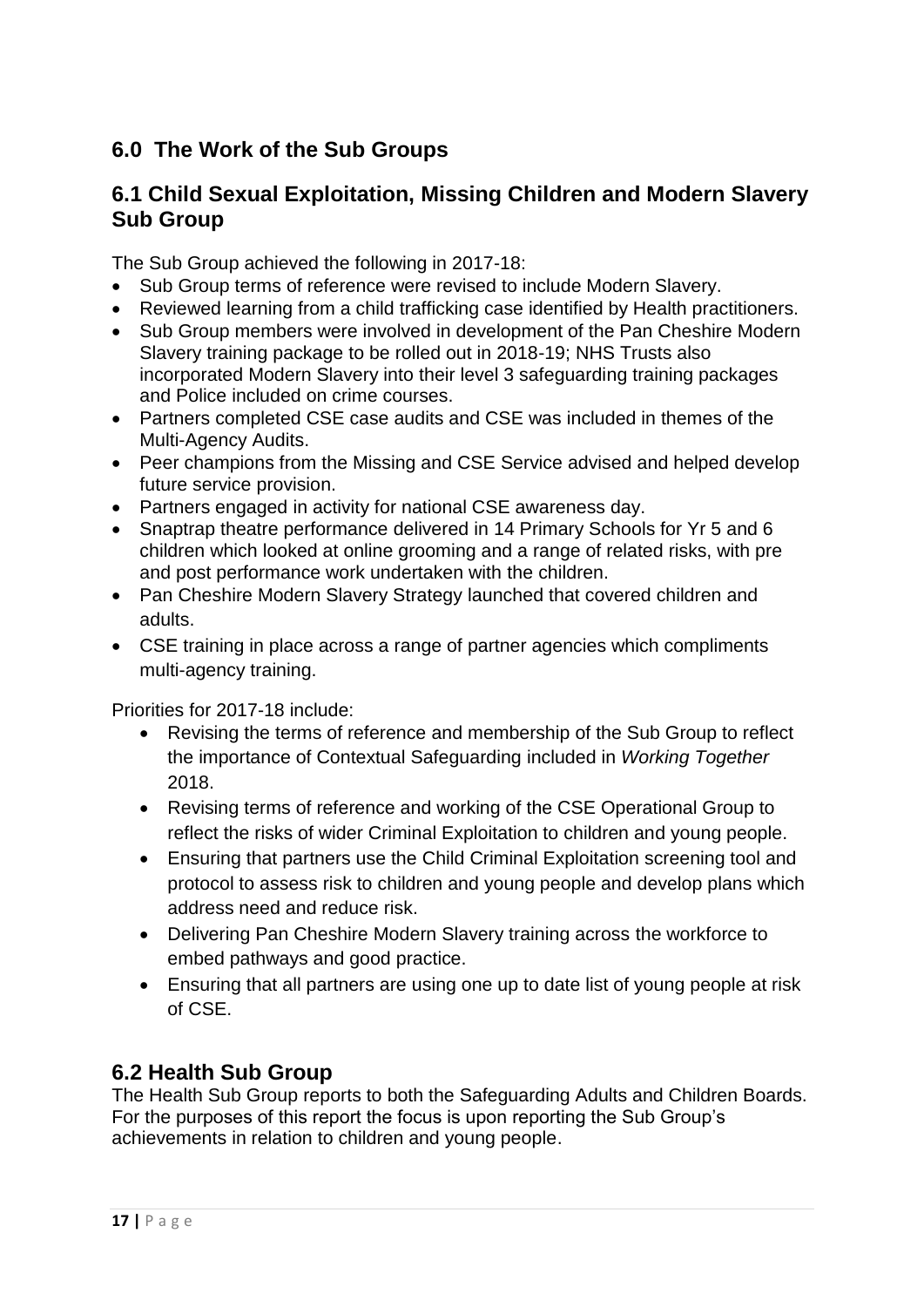## 6.0 The Work of the Sub Groups

### 6.1 Child Sexual Exploitation, Missing Children and Modern Slavery Sub Group

The Sub Group achieved the following in 2017-18:

- Sub Group terms of reference were revised to include Modern Slavery.
- Reviewed learning from a child trafficking case identified by Health practitioners.
- Sub Group members were involved in development of the Pan Cheshire Modern Slavery training package to be rolled out in 2018-19; NHS Trusts also incorporated Modern Slavery into their level 3 safeguarding training packages and Police included on crime courses.
- Partners completed CSE case audits and CSE was included in themes of the Multi-Agency Audits.
- Peer champions from the Missing and CSE Service advised and helped develop future service provision.
- Partners engaged in activity for national CSE awareness day.
- Snaptrap theatre performance delivered in 14 Primary Schools for Yr 5 and 6 children which looked at online grooming and a range of related risks, with pre and post performance work undertaken with the children.
- Pan Cheshire Modern Slavery Strategy launched that covered children and adults.
- CSE training in place across a range of partner agencies which compliments multi-agency training.

Priorities for 2017-18 include:

- Revising the terms of reference and membership of the Sub Group to reflect the importance of Contextual Safeguarding included in *Working Together* 2018.
- Revising terms of reference and working of the CSE Operational Group to reflect the risks of wider Criminal Exploitation to children and young people.
- Ensuring that partners use the Child Criminal Exploitation screening tool and protocol to assess risk to children and young people and develop plans which address need and reduce risk.
- Delivering Pan Cheshire Modern Slavery training across the workforce to embed pathways and good practice.
- Ensuring that all partners are using one up to date list of young people at risk of CSE.

### 6.2 Health Sub Group

The Health Sub Group reports to both the Safeguarding Adults and Children Boards. For the purposes of this report the focus is upon reporting the Sub Group's achievements in relation to children and young people.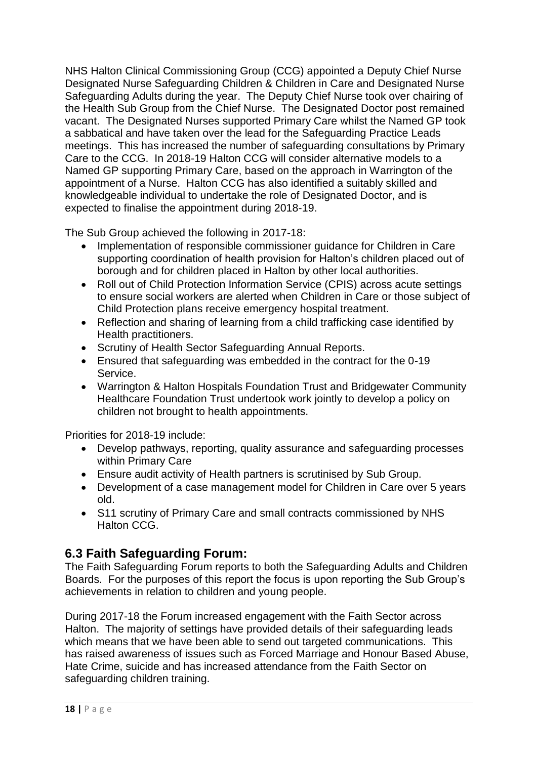NHS Halton Clinical Commissioning Group (CCG) appointed a Deputy Chief Nurse Designated Nurse Safeguarding Children & Children in Care and Designated Nurse Safeguarding Adults during the year. The Deputy Chief Nurse took over chairing of the Health Sub Group from the Chief Nurse. The Designated Doctor post remained vacant. The Designated Nurses supported Primary Care whilst the Named GP took a sabbatical and have taken over the lead for the Safeguarding Practice Leads meetings. This has increased the number of safeguarding consultations by Primary Care to the CCG. In 2018-19 Halton CCG will consider alternative models to a Named GP supporting Primary Care, based on the approach in Warrington of the appointment of a Nurse. Halton CCG has also identified a suitably skilled and knowledgeable individual to undertake the role of Designated Doctor, and is expected to finalise the appointment during 2018-19.

The Sub Group achieved the following in 2017-18:

- Implementation of responsible commissioner guidance for Children in Care supporting coordination of health provision for Halton's children placed out of borough and for children placed in Halton by other local authorities.
- Roll out of Child Protection Information Service (CPIS) across acute settings to ensure social workers are alerted when Children in Care or those subject of Child Protection plans receive emergency hospital treatment.
- Reflection and sharing of learning from a child trafficking case identified by Health practitioners.
- Scrutiny of Health Sector Safeguarding Annual Reports.
- Ensured that safeguarding was embedded in the contract for the 0-19 Service.
- Warrington & Halton Hospitals Foundation Trust and Bridgewater Community Healthcare Foundation Trust undertook work jointly to develop a policy on children not brought to health appointments.

Priorities for 2018-19 include:

- Develop pathways, reporting, quality assurance and safeguarding processes within Primary Care
- Ensure audit activity of Health partners is scrutinised by Sub Group.
- Development of a case management model for Children in Care over 5 years old.
- S11 scrutiny of Primary Care and small contracts commissioned by NHS Halton CCG.

## 6.3 Faith Safeguarding Forum:

The Faith Safeguarding Forum reports to both the Safeguarding Adults and Children Boards. For the purposes of this report the focus is upon reporting the Sub Group's achievements in relation to children and young people.

During 2017-18 the Forum increased engagement with the Faith Sector across Halton. The majority of settings have provided details of their safeguarding leads which means that we have been able to send out targeted communications. This has raised awareness of issues such as Forced Marriage and Honour Based Abuse, Hate Crime, suicide and has increased attendance from the Faith Sector on safeguarding children training.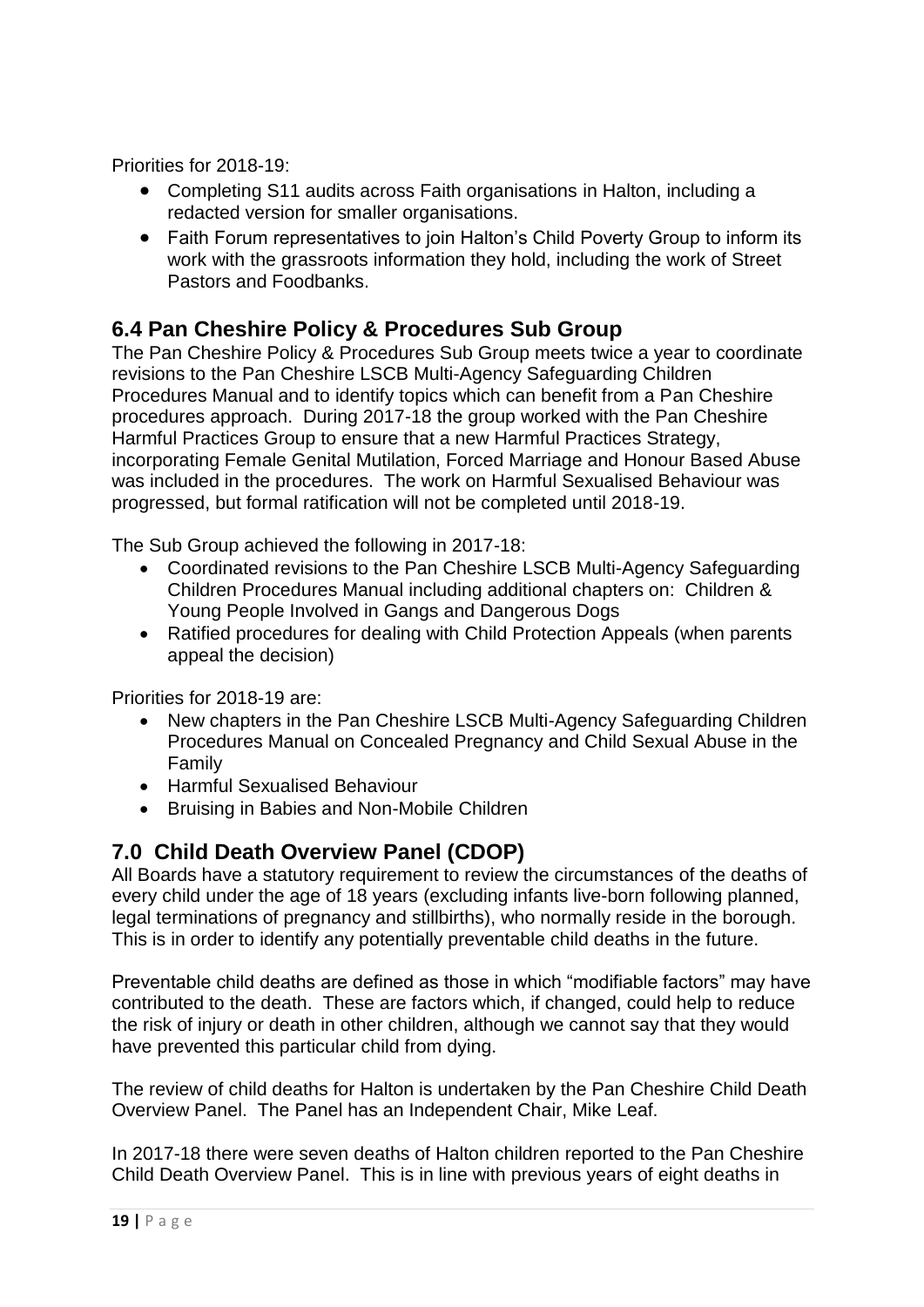Priorities for 2018-19:

- Completing S11 audits across Faith organisations in Halton, including a redacted version for smaller organisations.
- Faith Forum representatives to join Halton's Child Poverty Group to inform its work with the grassroots information they hold, including the work of Street Pastors and Foodbanks.

## 6.4 Pan Cheshire Policy & Procedures Sub Group

The Pan Cheshire Policy & Procedures Sub Group meets twice a year to coordinate revisions to the Pan Cheshire LSCB Multi-Agency Safeguarding Children Procedures Manual and to identify topics which can benefit from a Pan Cheshire procedures approach. During 2017-18 the group worked with the Pan Cheshire Harmful Practices Group to ensure that a new Harmful Practices Strategy, incorporating Female Genital Mutilation, Forced Marriage and Honour Based Abuse was included in the procedures. The work on Harmful Sexualised Behaviour was progressed, but formal ratification will not be completed until 2018-19.

The Sub Group achieved the following in 2017-18:

- Coordinated revisions to the Pan Cheshire LSCB Multi-Agency Safeguarding Children Procedures Manual including additional chapters on: Children & Young People Involved in Gangs and Dangerous Dogs
- Ratified procedures for dealing with Child Protection Appeals (when parents appeal the decision)

Priorities for 2018-19 are:

- New chapters in the Pan Cheshire LSCB Multi-Agency Safeguarding Children Procedures Manual on Concealed Pregnancy and Child Sexual Abuse in the Family
- Harmful Sexualised Behaviour
- Bruising in Babies and Non-Mobile Children

## 7.0 Child Death Overview Panel (CDOP)

All Boards have a statutory requirement to review the circumstances of the deaths of every child under the age of 18 years (excluding infants live-born following planned, legal terminations of pregnancy and stillbirths), who normally reside in the borough. This is in order to identify any potentially preventable child deaths in the future.

Preventable child deaths are defined as those in which "modifiable factors" may have contributed to the death. These are factors which, if changed, could help to reduce the risk of injury or death in other children, although we cannot say that they would have prevented this particular child from dying.

The review of child deaths for Halton is undertaken by the Pan Cheshire Child Death Overview Panel. The Panel has an Independent Chair, Mike Leaf.

In 2017-18 there were seven deaths of Halton children reported to the Pan Cheshire Child Death Overview Panel. This is in line with previous years of eight deaths in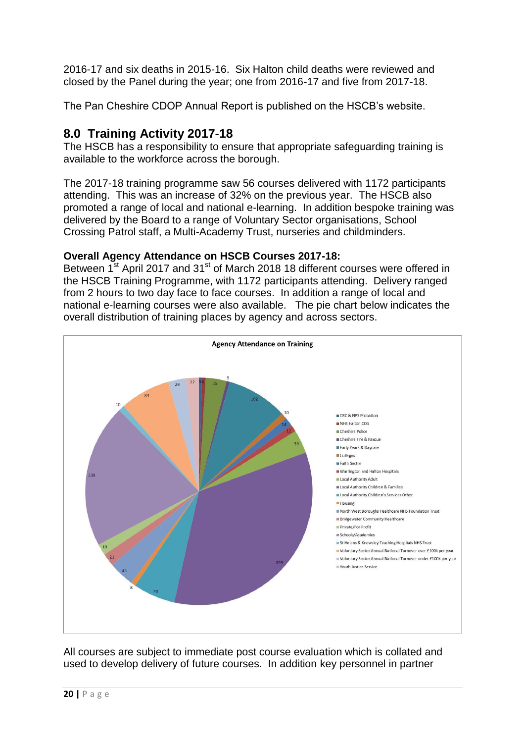2016-17 and six deaths in 2015-16. Six Halton child deaths were reviewed and closed by the Panel during the year; one from 2016-17 and five from 2017-18.

The Pan Cheshire CDOP Annual Report is published on the HSCB's website.

## 8.0 Training Activity 2017-18

The HSCB has a responsibility to ensure that appropriate safeguarding training is available to the workforce across the borough.

The 2017-18 training programme saw 56 courses delivered with 1172 participants attending. This was an increase of 32% on the previous year. The HSCB also promoted a range of local and national e-learning. In addition bespoke training was delivered by the Board to a range of Voluntary Sector organisations, School Crossing Patrol staff, a Multi-Academy Trust, nurseries and childminders.

**Overall Agency Attendance on HSCB Courses 2017-18:**

Between 1st April 2017 and 31st of March 2018 18 different courses were offered in the HSCB Training Programme, with 1172 participants attending. Delivery ranged from 2 hours to two day face to face courses. In addition a range of local and national e-learning courses were also available. The pie chart below indicates the overall distribution of training places by agency and across sectors.

**Agency Attendance on Training**

| Agency | Attendance |
|---|---|
| CRC & NPS Probation | 5 |
| NHS Halton CCG | 6 |
| Cheshire Police | 35 |
| Cheshire Fire & Rescue | 5 |
| Early Years & Daycare | 102 |
| Colleges | 10 |
| Faith Sector | 14 |
| Warrington and Halton Hospitals | 12 |
| Local Authority Adult | 39 |
| Local Authority Children & Families | 399 |
| Local Authority Children's Services Other | 70 |
| Housing | 8 |
| North West Boroughs Healthcare NHS Foundation Trust | 43 |
| Bridgewater Community Healthcare | 21 |
| Private/For Profit | 19 |
| Schools/Academies | 239 |
| St Helens & Knowsley Teaching Hospitals NHS Trust | 10 |
| Voluntary Sector Annual National Turnover over £100k per year | 84 |
| Voluntary Sector Annual National Turnover under £100k per year | 29 |
| Youth Justice Service | 22 |

All courses are subject to immediate post course evaluation which is collated and used to develop delivery of future courses. In addition key personnel in partner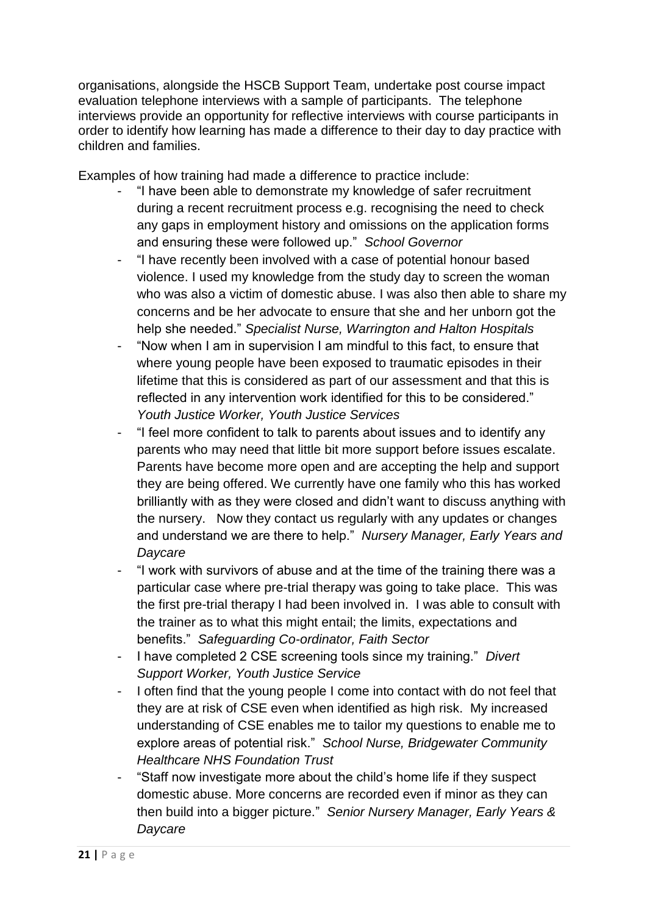organisations, alongside the HSCB Support Team, undertake post course impact evaluation telephone interviews with a sample of participants. The telephone interviews provide an opportunity for reflective interviews with course participants in order to identify how learning has made a difference to their day to day practice with children and families.

Examples of how training had made a difference to practice include:

- "I have been able to demonstrate my knowledge of safer recruitment during a recent recruitment process e.g. recognising the need to check any gaps in employment history and omissions on the application forms and ensuring these were followed up." *School Governor*
- "I have recently been involved with a case of potential honour based violence. I used my knowledge from the study day to screen the woman who was also a victim of domestic abuse. I was also then able to share my concerns and be her advocate to ensure that she and her unborn got the help she needed." *Specialist Nurse, Warrington and Halton Hospitals*
- "Now when I am in supervision I am mindful to this fact, to ensure that where young people have been exposed to traumatic episodes in their lifetime that this is considered as part of our assessment and that this is reflected in any intervention work identified for this to be considered." *Youth Justice Worker, Youth Justice Services*
- "I feel more confident to talk to parents about issues and to identify any parents who may need that little bit more support before issues escalate. Parents have become more open and are accepting the help and support they are being offered. We currently have one family who this has worked brilliantly with as they were closed and didn't want to discuss anything with the nursery. Now they contact us regularly with any updates or changes and understand we are there to help." *Nursery Manager, Early Years and Daycare*
- "I work with survivors of abuse and at the time of the training there was a particular case where pre-trial therapy was going to take place. This was the first pre-trial therapy I had been involved in. I was able to consult with the trainer as to what this might entail; the limits, expectations and benefits." *Safeguarding Co-ordinator, Faith Sector*
- I have completed 2 CSE screening tools since my training." *Divert Support Worker, Youth Justice Service*
- I often find that the young people I come into contact with do not feel that they are at risk of CSE even when identified as high risk. My increased understanding of CSE enables me to tailor my questions to enable me to explore areas of potential risk." *School Nurse, Bridgewater Community Healthcare NHS Foundation Trust*
- "Staff now investigate more about the child's home life if they suspect domestic abuse. More concerns are recorded even if minor as they can then build into a bigger picture." *Senior Nursery Manager, Early Years & Daycare*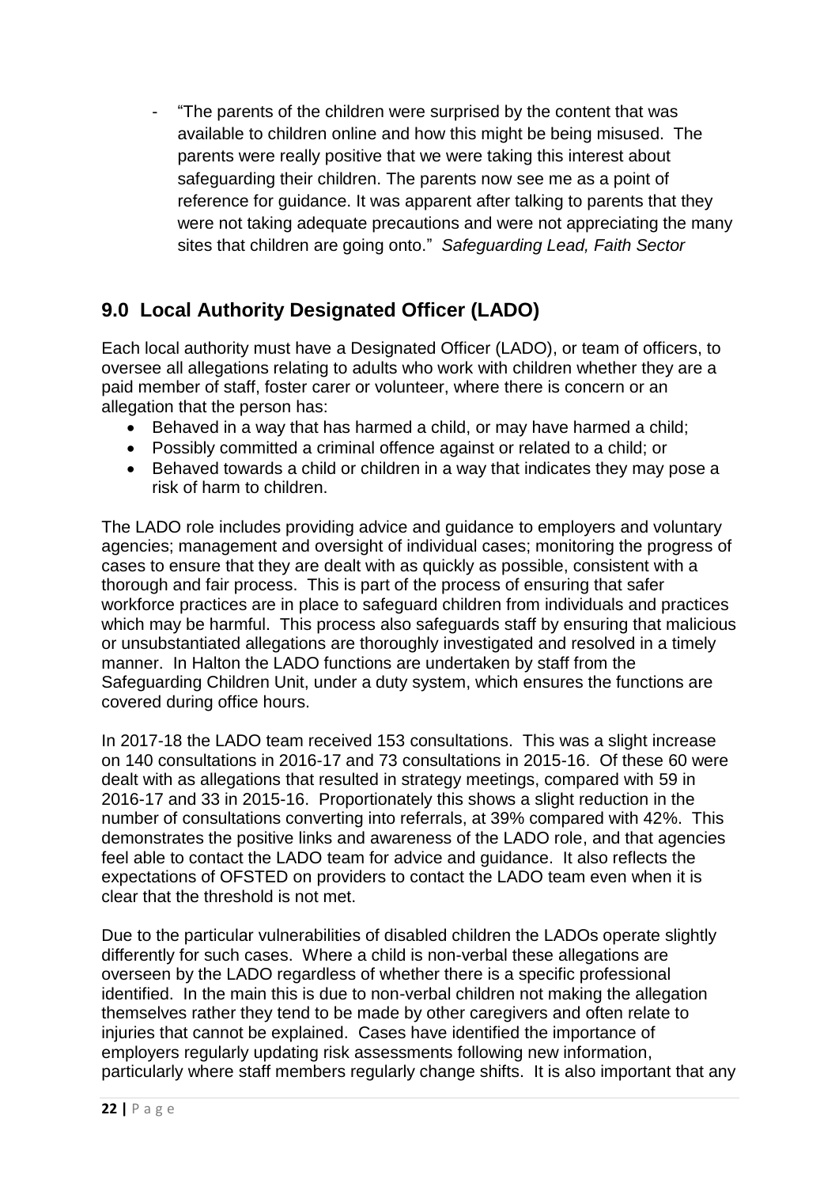- "The parents of the children were surprised by the content that was available to children online and how this might be being misused. The parents were really positive that we were taking this interest about safeguarding their children. The parents now see me as a point of reference for guidance. It was apparent after talking to parents that they were not taking adequate precautions and were not appreciating the many sites that children are going onto." *Safeguarding Lead, Faith Sector*

## 9.0 Local Authority Designated Officer (LADO)

Each local authority must have a Designated Officer (LADO), or team of officers, to oversee all allegations relating to adults who work with children whether they are a paid member of staff, foster carer or volunteer, where there is concern or an allegation that the person has:

- Behaved in a way that has harmed a child, or may have harmed a child;
- Possibly committed a criminal offence against or related to a child; or
- Behaved towards a child or children in a way that indicates they may pose a risk of harm to children.

The LADO role includes providing advice and guidance to employers and voluntary agencies; management and oversight of individual cases; monitoring the progress of cases to ensure that they are dealt with as quickly as possible, consistent with a thorough and fair process. This is part of the process of ensuring that safer workforce practices are in place to safeguard children from individuals and practices which may be harmful. This process also safeguards staff by ensuring that malicious or unsubstantiated allegations are thoroughly investigated and resolved in a timely manner. In Halton the LADO functions are undertaken by staff from the Safeguarding Children Unit, under a duty system, which ensures the functions are covered during office hours.

In 2017-18 the LADO team received 153 consultations. This was a slight increase on 140 consultations in 2016-17 and 73 consultations in 2015-16. Of these 60 were dealt with as allegations that resulted in strategy meetings, compared with 59 in 2016-17 and 33 in 2015-16. Proportionately this shows a slight reduction in the number of consultations converting into referrals, at 39% compared with 42%. This demonstrates the positive links and awareness of the LADO role, and that agencies feel able to contact the LADO team for advice and guidance. It also reflects the expectations of OFSTED on providers to contact the LADO team even when it is clear that the threshold is not met.

Due to the particular vulnerabilities of disabled children the LADOs operate slightly differently for such cases. Where a child is non-verbal these allegations are overseen by the LADO regardless of whether there is a specific professional identified. In the main this is due to non-verbal children not making the allegation themselves rather they tend to be made by other caregivers and often relate to injuries that cannot be explained. Cases have identified the importance of employers regularly updating risk assessments following new information, particularly where staff members regularly change shifts. It is also important that any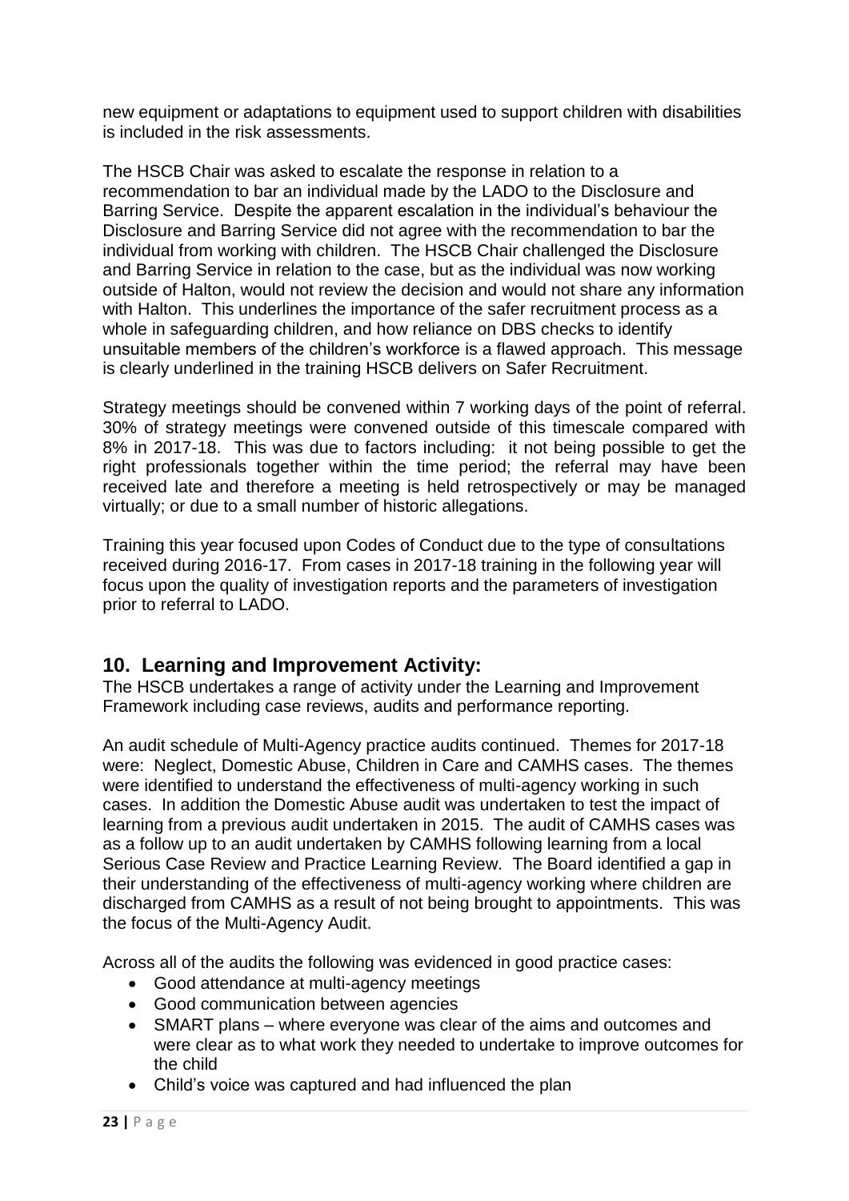new equipment or adaptations to equipment used to support children with disabilities is included in the risk assessments.

The HSCB Chair was asked to escalate the response in relation to a recommendation to bar an individual made by the LADO to the Disclosure and Barring Service. Despite the apparent escalation in the individual's behaviour the Disclosure and Barring Service did not agree with the recommendation to bar the individual from working with children. The HSCB Chair challenged the Disclosure and Barring Service in relation to the case, but as the individual was now working outside of Halton, would not review the decision and would not share any information with Halton. This underlines the importance of the safer recruitment process as a whole in safeguarding children, and how reliance on DBS checks to identify unsuitable members of the children's workforce is a flawed approach. This message is clearly underlined in the training HSCB delivers on Safer Recruitment.

Strategy meetings should be convened within 7 working days of the point of referral. 30% of strategy meetings were convened outside of this timescale compared with 8% in 2017-18. This was due to factors including: it not being possible to get the right professionals together within the time period; the referral may have been received late and therefore a meeting is held retrospectively or may be managed virtually; or due to a small number of historic allegations.

Training this year focused upon Codes of Conduct due to the type of consultations received during 2016-17. From cases in 2017-18 training in the following year will focus upon the quality of investigation reports and the parameters of investigation prior to referral to LADO.

## 10. Learning and Improvement Activity:

The HSCB undertakes a range of activity under the Learning and Improvement Framework including case reviews, audits and performance reporting.

An audit schedule of Multi-Agency practice audits continued. Themes for 2017-18 were: Neglect, Domestic Abuse, Children in Care and CAMHS cases. The themes were identified to understand the effectiveness of multi-agency working in such cases. In addition the Domestic Abuse audit was undertaken to test the impact of learning from a previous audit undertaken in 2015. The audit of CAMHS cases was as a follow up to an audit undertaken by CAMHS following learning from a local Serious Case Review and Practice Learning Review. The Board identified a gap in their understanding of the effectiveness of multi-agency working where children are discharged from CAMHS as a result of not being brought to appointments. This was the focus of the Multi-Agency Audit.

Across all of the audits the following was evidenced in good practice cases:

- Good attendance at multi-agency meetings
- Good communication between agencies
- SMART plans – where everyone was clear of the aims and outcomes and were clear as to what work they needed to undertake to improve outcomes for the child
- Child's voice was captured and had influenced the plan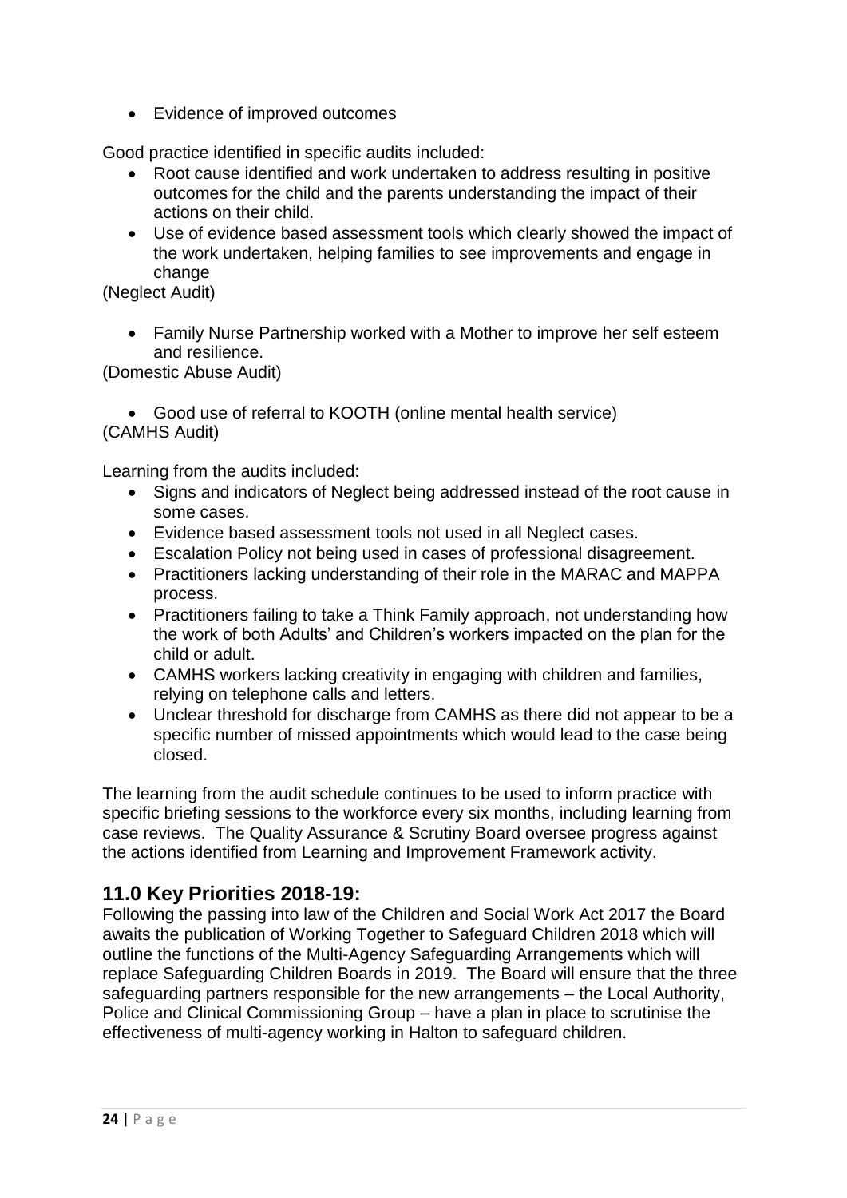- Evidence of improved outcomes

Good practice identified in specific audits included:

- Root cause identified and work undertaken to address resulting in positive outcomes for the child and the parents understanding the impact of their actions on their child.
- Use of evidence based assessment tools which clearly showed the impact of the work undertaken, helping families to see improvements and engage in change

(Neglect Audit)

- Family Nurse Partnership worked with a Mother to improve her self esteem and resilience.

(Domestic Abuse Audit)

- Good use of referral to KOOTH (online mental health service)

(CAMHS Audit)

Learning from the audits included:

- Signs and indicators of Neglect being addressed instead of the root cause in some cases.
- Evidence based assessment tools not used in all Neglect cases.
- Escalation Policy not being used in cases of professional disagreement.
- Practitioners lacking understanding of their role in the MARAC and MAPPA process.
- Practitioners failing to take a Think Family approach, not understanding how the work of both Adults' and Children's workers impacted on the plan for the child or adult.
- CAMHS workers lacking creativity in engaging with children and families, relying on telephone calls and letters.
- Unclear threshold for discharge from CAMHS as there did not appear to be a specific number of missed appointments which would lead to the case being closed.

The learning from the audit schedule continues to be used to inform practice with specific briefing sessions to the workforce every six months, including learning from case reviews. The Quality Assurance & Scrutiny Board oversee progress against the actions identified from Learning and Improvement Framework activity.

## 11.0 Key Priorities 2018-19:

Following the passing into law of the Children and Social Work Act 2017 the Board awaits the publication of Working Together to Safeguard Children 2018 which will outline the functions of the Multi-Agency Safeguarding Arrangements which will replace Safeguarding Children Boards in 2019. The Board will ensure that the three safeguarding partners responsible for the new arrangements – the Local Authority, Police and Clinical Commissioning Group – have a plan in place to scrutinise the effectiveness of multi-agency working in Halton to safeguard children.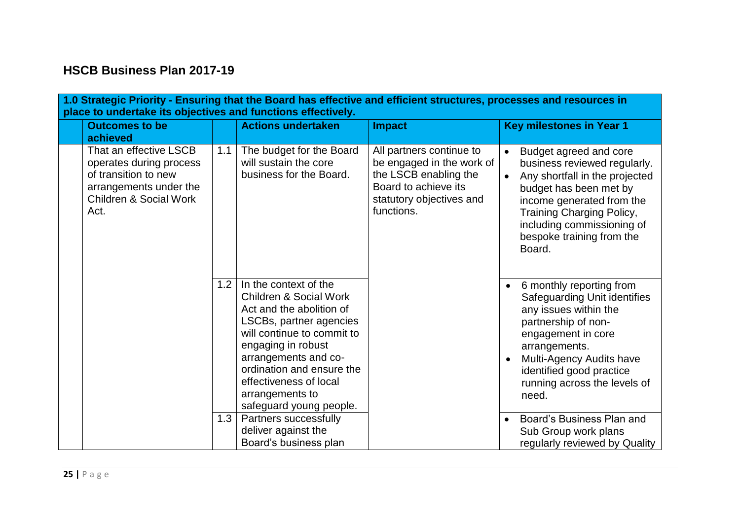## HSCB Business Plan 2017-19

| 1.0 Strategic Priority - Ensuring that the Board has effective and efficient structures, processes and resources in place to undertake its objectives and functions effectively. | | | | |
|---|---|---|---|---|
| **Outcomes to be achieved** | | **Actions undertaken** | **Impact** | **Key milestones in Year 1** |
| That an effective LSCB operates during process of transition to new arrangements under the Children & Social Work Act. | 1.1 | The budget for the Board will sustain the core business for the Board. | All partners continue to be engaged in the work of the LSCB enabling the Board to achieve its statutory objectives and functions. | • Budget agreed and core business reviewed regularly.<br>• Any shortfall in the projected budget has been met by income generated from the Training Charging Policy, including commissioning of bespoke training from the Board. |
| | 1.2 | In the context of the Children & Social Work Act and the abolition of LSCBs, partner agencies will continue to commit to engaging in robust arrangements and co-ordination and ensure the effectiveness of local arrangements to safeguard young people. | | • 6 monthly reporting from Safeguarding Unit identifies any issues within the partnership of non-engagement in core arrangements.<br>• Multi-Agency Audits have identified good practice running across the levels of need. |
| | 1.3 | Partners successfully deliver against the Board's business plan | | • Board's Business Plan and Sub Group work plans regularly reviewed by Quality |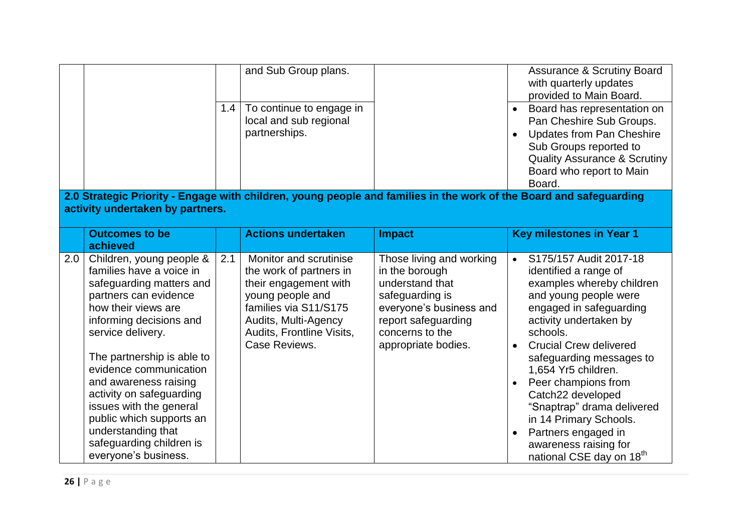| | | | | | |
|---|---|---|---|---|---|
| | | | and Sub Group plans. | | Assurance & Scrutiny Board with quarterly updates provided to Main Board. |
| | | 1.4 | To continue to engage in local and sub regional partnerships. | | • Board has representation on Pan Cheshire Sub Groups.<br>• Updates from Pan Cheshire Sub Groups reported to Quality Assurance & Scrutiny Board who report to Main Board. |

**2.0 Strategic Priority - Engage with children, young people and families in the work of the Board and safeguarding activity undertaken by partners.**

| | Outcomes to be achieved | | Actions undertaken | Impact | Key milestones in Year 1 |
|---|---|---|---|---|---|
| 2.0 | Children, young people & families have a voice in safeguarding matters and partners can evidence how their views are informing decisions and service delivery.<br><br>The partnership is able to evidence communication and awareness raising activity on safeguarding issues with the general public which supports an understanding that safeguarding children is everyone's business. | 2.1 | Monitor and scrutinise the work of partners in their engagement with young people and families via S11/S175 Audits, Multi-Agency Audits, Frontline Visits, Case Reviews. | Those living and working in the borough understand that safeguarding is everyone's business and report safeguarding concerns to the appropriate bodies. | • S175/157 Audit 2017-18 identified a range of examples whereby children and young people were engaged in safeguarding activity undertaken by schools.<br>• Crucial Crew delivered safeguarding messages to 1,654 Yr5 children.<br>• Peer champions from Catch22 developed "Snaptrap" drama delivered in 14 Primary Schools.<br>• Partners engaged in awareness raising for national CSE day on 18th |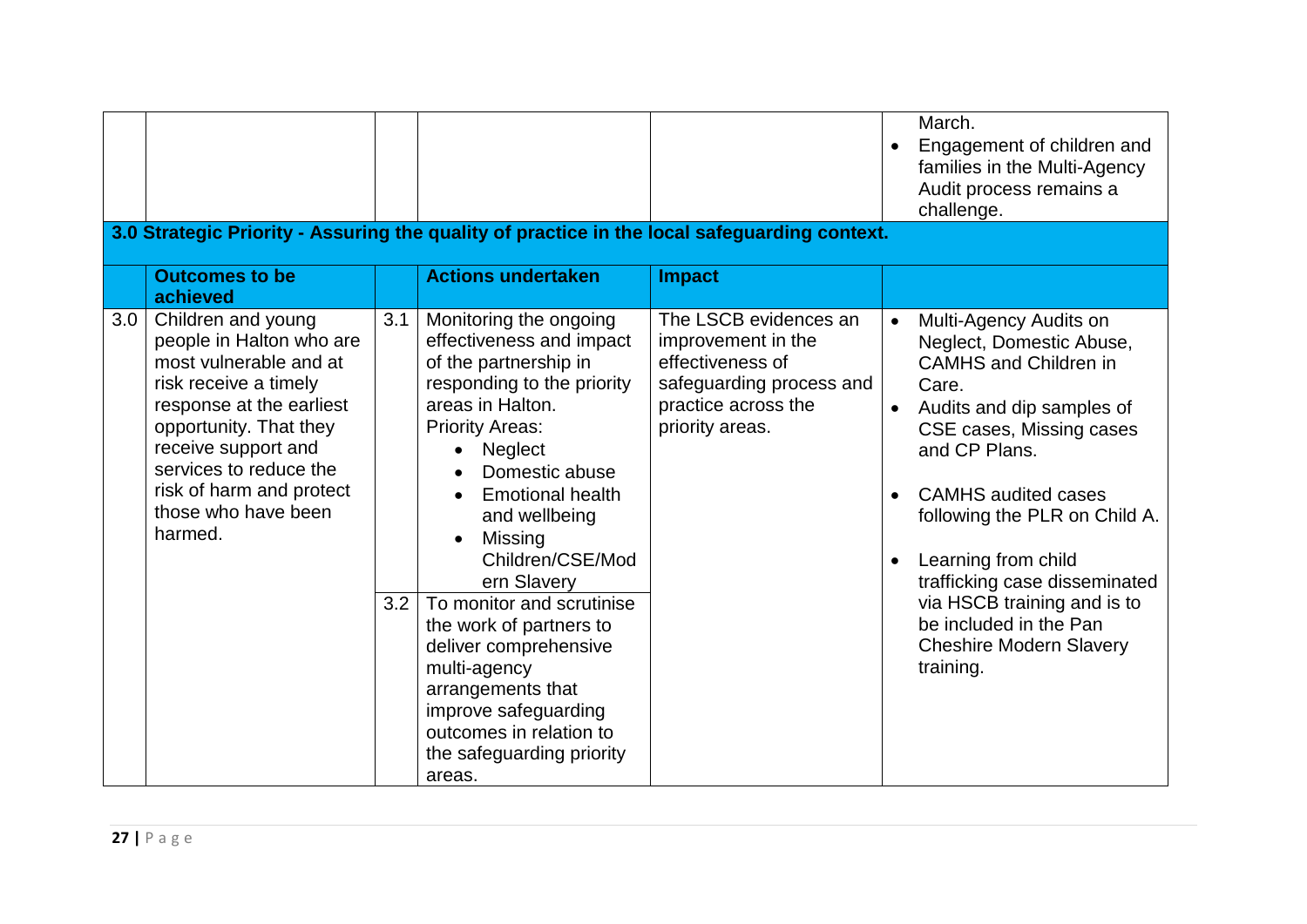| | | | | | |
|---|---|---|---|---|---|
| | | | | | March.<br>• Engagement of children and families in the Multi-Agency Audit process remains a challenge. |

**3.0 Strategic Priority - Assuring the quality of practice in the local safeguarding context.**

| | Outcomes to be achieved | | Actions undertaken | Impact | |
|---|---|---|---|---|---|
| 3.0 | Children and young people in Halton who are most vulnerable and at risk receive a timely response at the earliest opportunity. That they receive support and services to reduce the risk of harm and protect those who have been harmed. | 3.1 | Monitoring the ongoing effectiveness and impact of the partnership in responding to the priority areas in Halton.<br>Priority Areas:<br>• Neglect<br>• Domestic abuse<br>• Emotional health and wellbeing<br>• Missing Children/CSE/Modern Slavery | The LSCB evidences an improvement in the effectiveness of safeguarding process and practice across the priority areas. | • Multi-Agency Audits on Neglect, Domestic Abuse, CAMHS and Children in Care.<br>• Audits and dip samples of CSE cases, Missing cases and CP Plans.<br>• CAMHS audited cases following the PLR on Child A.<br>• Learning from child trafficking case disseminated via HSCB training and is to be included in the Pan Cheshire Modern Slavery training. |
| | | 3.2 | To monitor and scrutinise the work of partners to deliver comprehensive multi-agency arrangements that improve safeguarding outcomes in relation to the safeguarding priority areas. | | |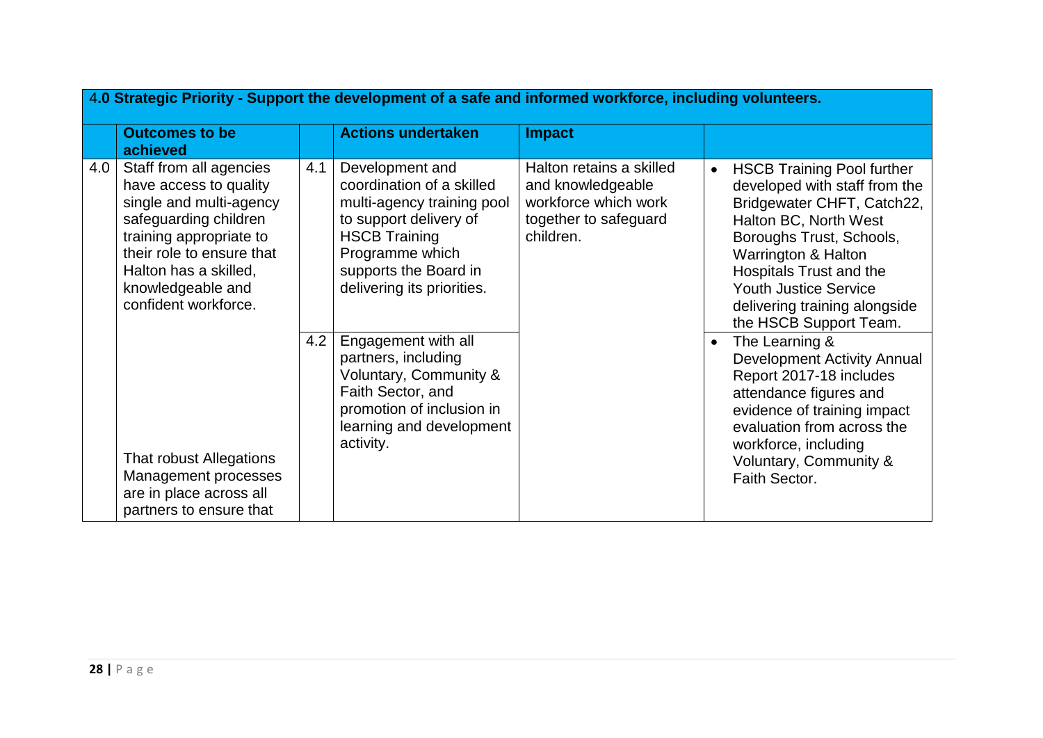| 4.0 Strategic Priority - Support the development of a safe and informed workforce, including volunteers. | | | | | |
|---|---|---|---|---|---|
| | **Outcomes to be achieved** | | **Actions undertaken** | **Impact** | |
| 4.0 | Staff from all agencies have access to quality single and multi-agency safeguarding children training appropriate to their role to ensure that Halton has a skilled, knowledgeable and confident workforce. | 4.1 | Development and coordination of a skilled multi-agency training pool to support delivery of HSCB Training Programme which supports the Board in delivering its priorities. | Halton retains a skilled and knowledgeable workforce which work together to safeguard children. | • HSCB Training Pool further developed with staff from the Bridgewater CHFT, Catch22, Halton BC, North West Boroughs Trust, Schools, Warrington & Halton Hospitals Trust and the Youth Justice Service delivering training alongside the HSCB Support Team. |
| | That robust Allegations Management processes are in place across all partners to ensure that | 4.2 | Engagement with all partners, including Voluntary, Community & Faith Sector, and promotion of inclusion in learning and development activity. | | • The Learning & Development Activity Annual Report 2017-18 includes attendance figures and evidence of training impact evaluation from across the workforce, including Voluntary, Community & Faith Sector. |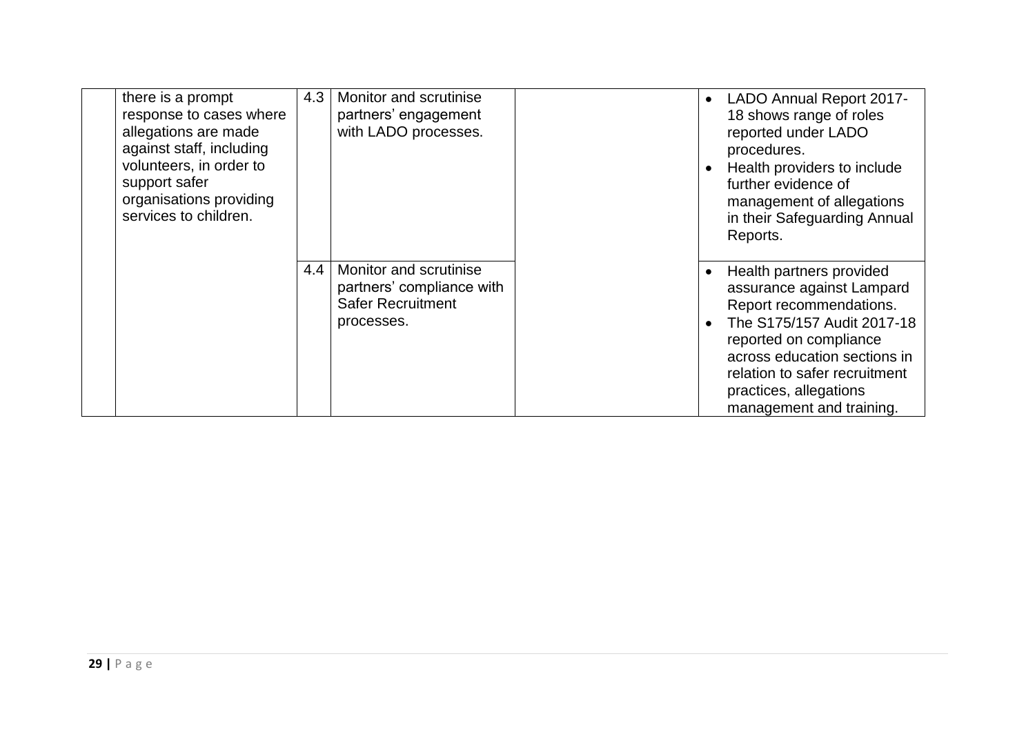|  |  |  |  |  |  |
|---|---|---|---|---|---|
|  | there is a prompt response to cases where allegations are made against staff, including volunteers, in order to support safer organisations providing services to children. | 4.3 | Monitor and scrutinise partners' engagement with LADO processes. |  | • LADO Annual Report 2017-18 shows range of roles reported under LADO procedures.<br>• Health providers to include further evidence of management of allegations in their Safeguarding Annual Reports. |
|  |  | 4.4 | Monitor and scrutinise partners' compliance with Safer Recruitment processes. |  | • Health partners provided assurance against Lampard Report recommendations.<br>• The S175/157 Audit 2017-18 reported on compliance across education sections in relation to safer recruitment practices, allegations management and training. |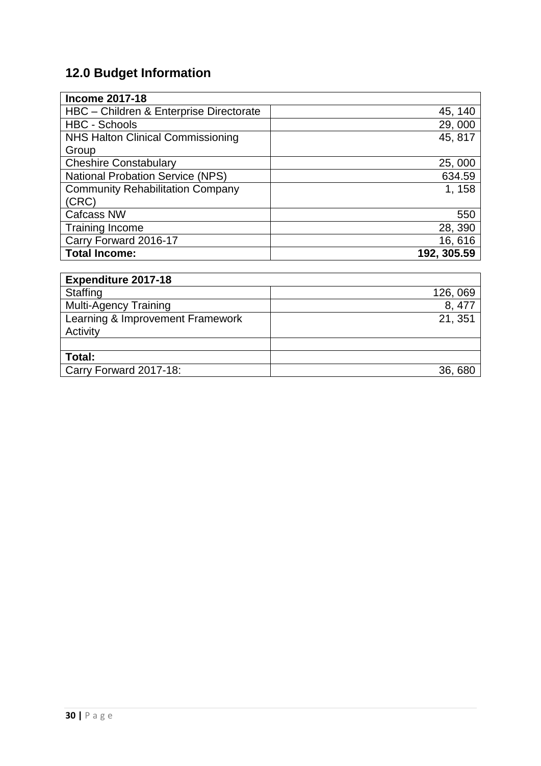## 12.0 Budget Information

| Income 2017-18 | |
|---|---|
| HBC – Children & Enterprise Directorate | 45, 140 |
| HBC - Schools | 29, 000 |
| NHS Halton Clinical Commissioning Group | 45, 817 |
| Cheshire Constabulary | 25, 000 |
| National Probation Service (NPS) | 634.59 |
| Community Rehabilitation Company (CRC) | 1, 158 |
| Cafcass NW | 550 |
| Training Income | 28, 390 |
| Carry Forward 2016-17 | 16, 616 |
| **Total Income:** | **192, 305.59** |

| Expenditure 2017-18 | |
|---|---|
| Staffing | 126, 069 |
| Multi-Agency Training | 8, 477 |
| Learning & Improvement Framework Activity | 21, 351 |
| | |
| **Total:** | |
| Carry Forward 2017-18: | 36, 680 |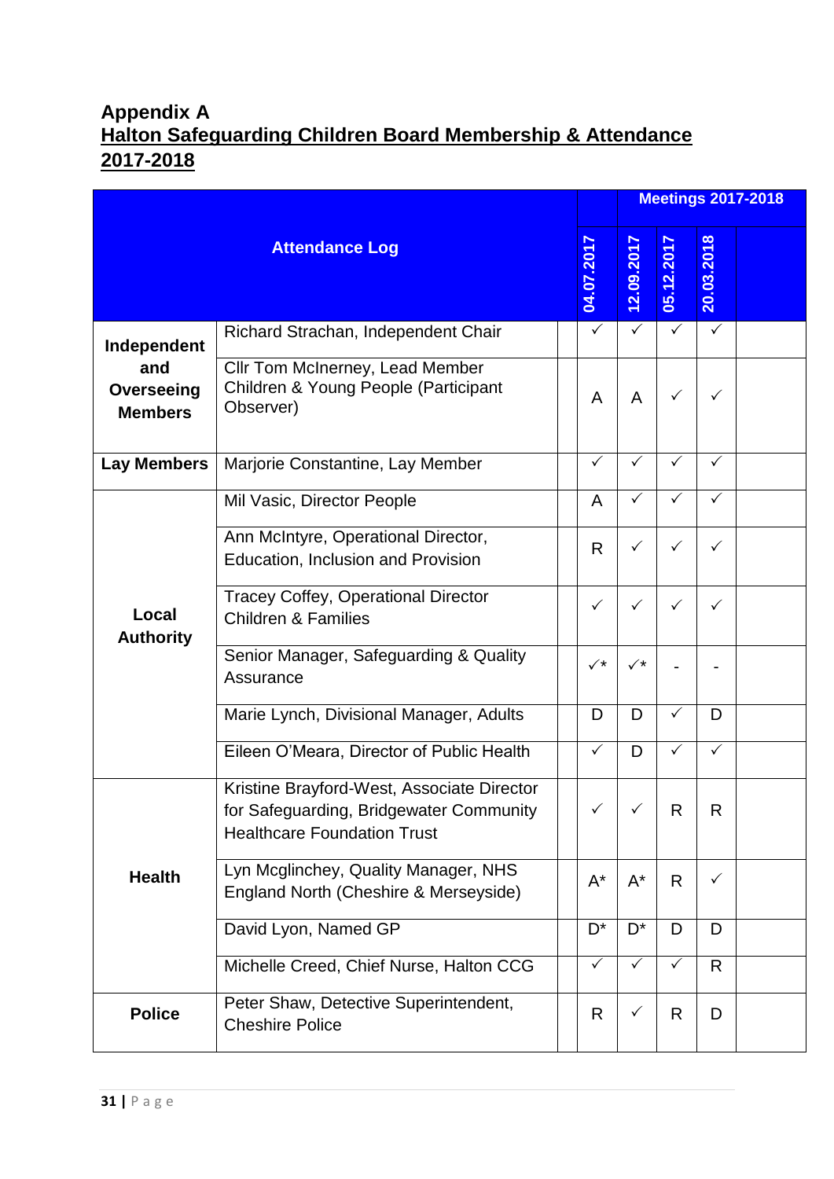**Appendix A**
**Halton Safeguarding Children Board Membership & Attendance 2017-2018**

| Attendance Log | | Meetings 2017-2018 | | | | |
|---|---|---|---|---|---|---|
| | | 04.07.2017 | 12.09.2017 | 05.12.2017 | 20.03.2018 | |
| **Independent and Overseeing Members** | Richard Strachan, Independent Chair | ✓ | ✓ | ✓ | ✓ | |
| | Cllr Tom McInerney, Lead Member Children & Young People (Participant Observer) | A | A | ✓ | ✓ | |
| **Lay Members** | Marjorie Constantine, Lay Member | ✓ | ✓ | ✓ | ✓ | |
| **Local Authority** | Mil Vasic, Director People | A | ✓ | ✓ | ✓ | |
| | Ann McIntyre, Operational Director, Education, Inclusion and Provision | R | ✓ | ✓ | ✓ | |
| | Tracey Coffey, Operational Director Children & Families | ✓ | ✓ | ✓ | ✓ | |
| | Senior Manager, Safeguarding & Quality Assurance | ✓* | ✓* | - | - | |
| | Marie Lynch, Divisional Manager, Adults | D | D | ✓ | D | |
| | Eileen O'Meara, Director of Public Health | ✓ | D | ✓ | ✓ | |
| **Health** | Kristine Brayford-West, Associate Director for Safeguarding, Bridgewater Community Healthcare Foundation Trust | ✓ | ✓ | R | R | |
| | Lyn Mcglinchey, Quality Manager, NHS England North (Cheshire & Merseyside) | A* | A* | R | ✓ | |
| | David Lyon, Named GP | D* | D* | D | D | |
| | Michelle Creed, Chief Nurse, Halton CCG | ✓ | ✓ | ✓ | R | |
| **Police** | Peter Shaw, Detective Superintendent, Cheshire Police | R | ✓ | R | D | |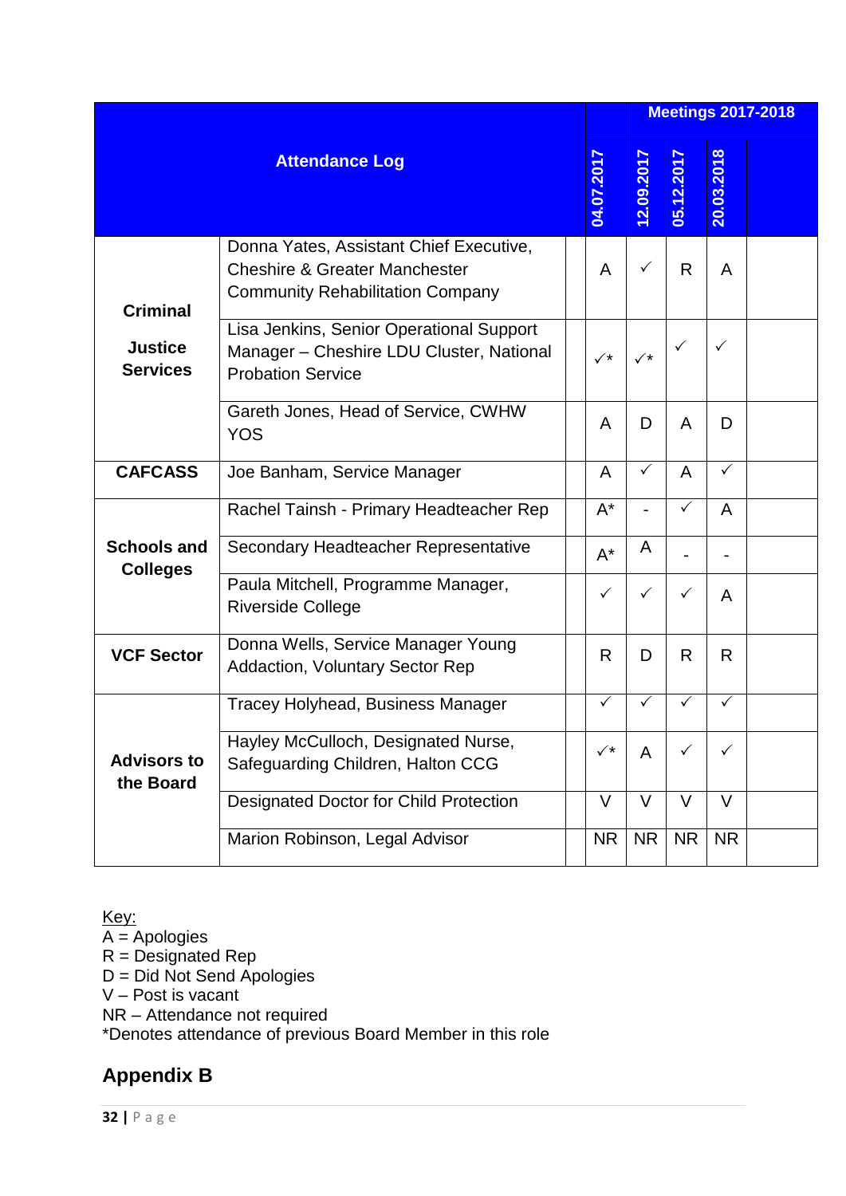| Attendance Log | | | Meetings 2017-2018 | | | | |
|---|---|---|---|---|---|---|---|
| | | | 04.07.2017 | 12.09.2017 | 05.12.2017 | 20.03.2018 | |
| Criminal Justice Services | Donna Yates, Assistant Chief Executive, Cheshire & Greater Manchester Community Rehabilitation Company | | A | ✓ | R | A | |
| | Lisa Jenkins, Senior Operational Support Manager – Cheshire LDU Cluster, National Probation Service | | ✓* | ✓* | ✓ | ✓ | |
| | Gareth Jones, Head of Service, CWHW YOS | | A | D | A | D | |
| CAFCASS | Joe Banham, Service Manager | | A | ✓ | A | ✓ | |
| Schools and Colleges | Rachel Tainsh - Primary Headteacher Rep | | A* | - | ✓ | A | |
| | Secondary Headteacher Representative | | A* | A | - | - | |
| | Paula Mitchell, Programme Manager, Riverside College | | ✓ | ✓ | ✓ | A | |
| VCF Sector | Donna Wells, Service Manager Young Addaction, Voluntary Sector Rep | | R | D | R | R | |
| Advisors to the Board | Tracey Holyhead, Business Manager | | ✓ | ✓ | ✓ | ✓ | |
| | Hayley McCulloch, Designated Nurse, Safeguarding Children, Halton CCG | | ✓* | A | ✓ | ✓ | |
| | Designated Doctor for Child Protection | | V | V | V | V | |
| | Marion Robinson, Legal Advisor | | NR | NR | NR | NR | |

Key:
A = Apologies
R = Designated Rep
D = Did Not Send Apologies
V – Post is vacant
NR – Attendance not required
*Denotes attendance of previous Board Member in this role

## Appendix B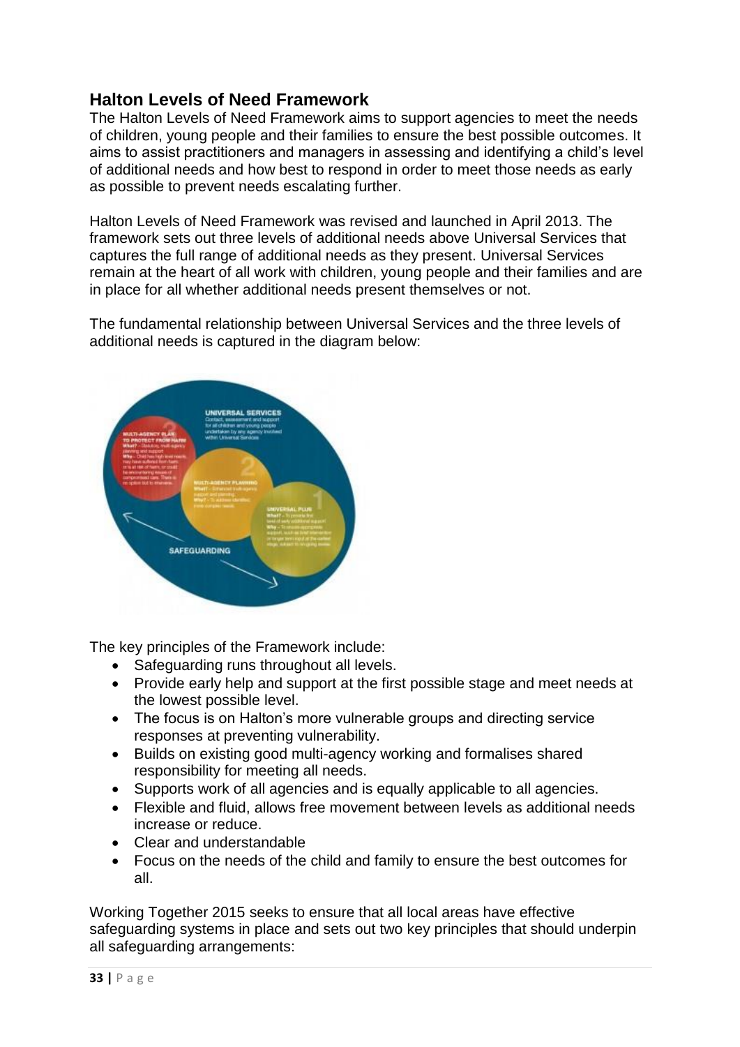## Halton Levels of Need Framework

The Halton Levels of Need Framework aims to support agencies to meet the needs of children, young people and their families to ensure the best possible outcomes. It aims to assist practitioners and managers in assessing and identifying a child's level of additional needs and how best to respond in order to meet those needs as early as possible to prevent needs escalating further.

Halton Levels of Need Framework was revised and launched in April 2013. The framework sets out three levels of additional needs above Universal Services that captures the full range of additional needs as they present. Universal Services remain at the heart of all work with children, young people and their families and are in place for all whether additional needs present themselves or not.

The fundamental relationship between Universal Services and the three levels of additional needs is captured in the diagram below:

The key principles of the Framework include:

- Safeguarding runs throughout all levels.
- Provide early help and support at the first possible stage and meet needs at the lowest possible level.
- The focus is on Halton's more vulnerable groups and directing service responses at preventing vulnerability.
- Builds on existing good multi-agency working and formalises shared responsibility for meeting all needs.
- Supports work of all agencies and is equally applicable to all agencies.
- Flexible and fluid, allows free movement between levels as additional needs increase or reduce.
- Clear and understandable
- Focus on the needs of the child and family to ensure the best outcomes for all.

Working Together 2015 seeks to ensure that all local areas have effective safeguarding systems in place and sets out two key principles that should underpin all safeguarding arrangements: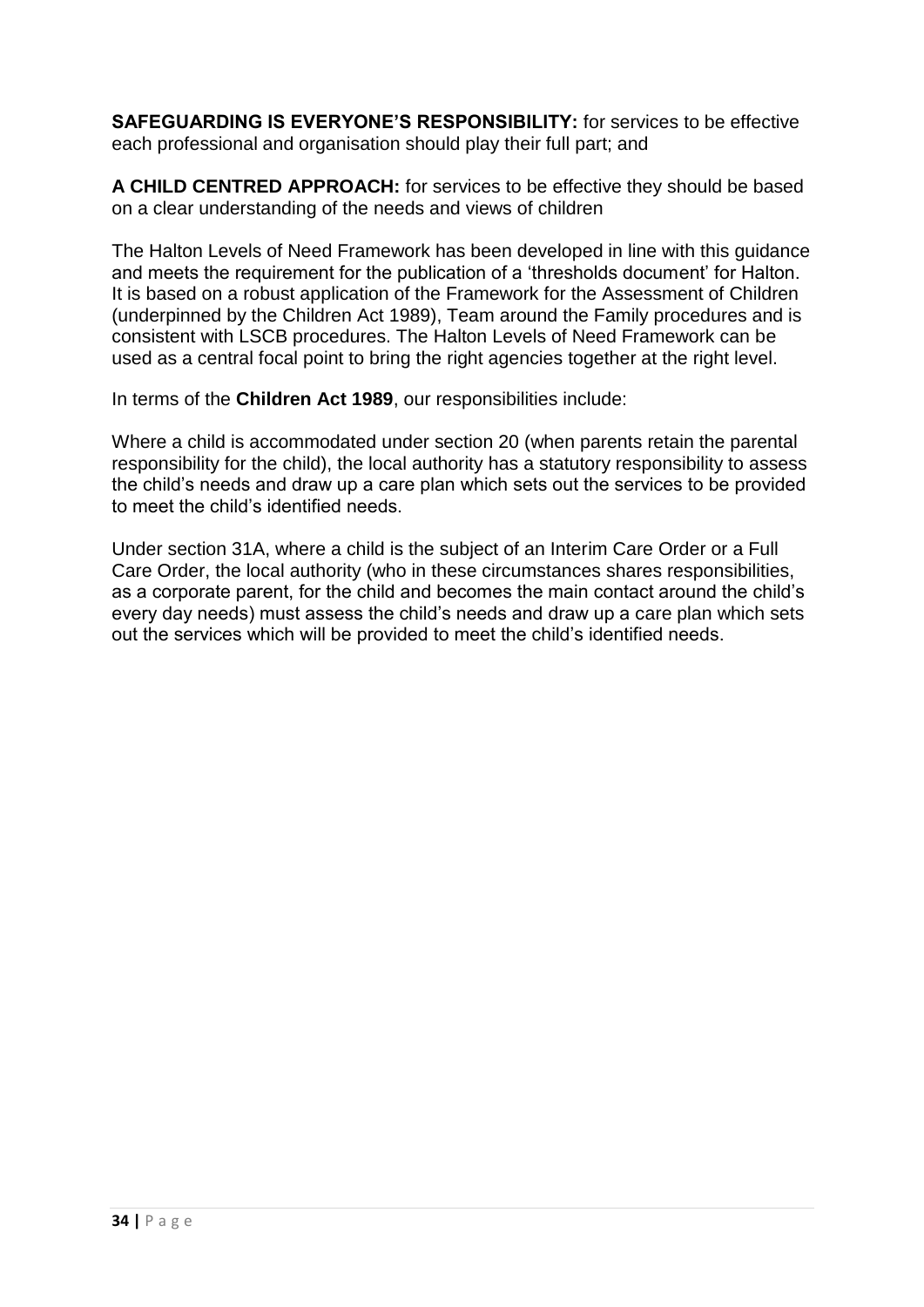**SAFEGUARDING IS EVERYONE'S RESPONSIBILITY:** for services to be effective each professional and organisation should play their full part; and

**A CHILD CENTRED APPROACH:** for services to be effective they should be based on a clear understanding of the needs and views of children

The Halton Levels of Need Framework has been developed in line with this guidance and meets the requirement for the publication of a 'thresholds document' for Halton. It is based on a robust application of the Framework for the Assessment of Children (underpinned by the Children Act 1989), Team around the Family procedures and is consistent with LSCB procedures. The Halton Levels of Need Framework can be used as a central focal point to bring the right agencies together at the right level.

In terms of the **Children Act 1989**, our responsibilities include:

Where a child is accommodated under section 20 (when parents retain the parental responsibility for the child), the local authority has a statutory responsibility to assess the child's needs and draw up a care plan which sets out the services to be provided to meet the child's identified needs.

Under section 31A, where a child is the subject of an Interim Care Order or a Full Care Order, the local authority (who in these circumstances shares responsibilities, as a corporate parent, for the child and becomes the main contact around the child's every day needs) must assess the child's needs and draw up a care plan which sets out the services which will be provided to meet the child's identified needs.